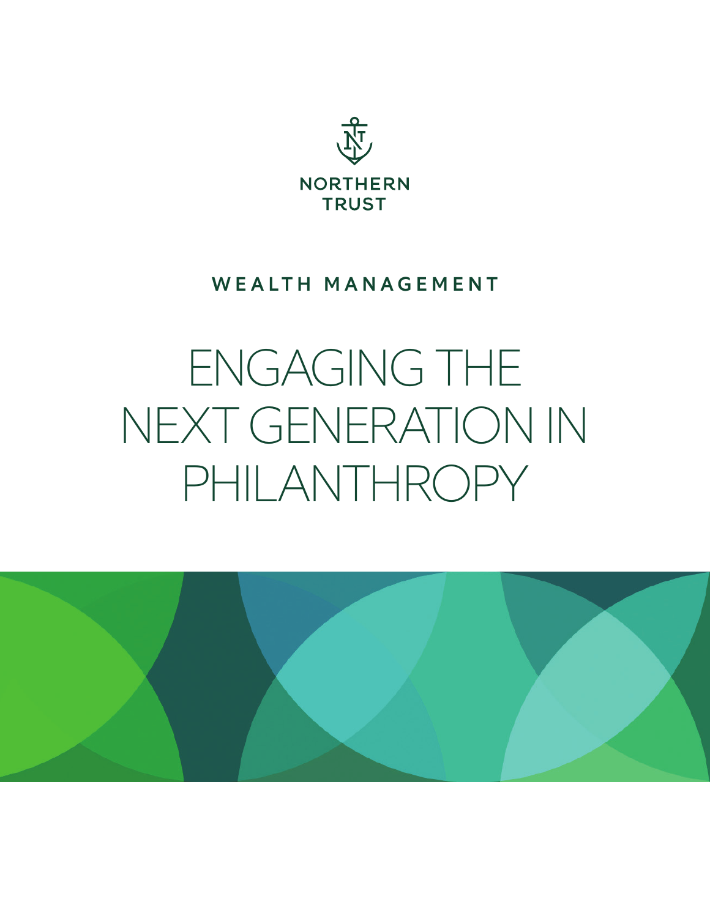NORTHERN TRUST

WEALTH MANAGEMENT

# ENGAGING THE NEXT GENERATION IN PHILANTHROPY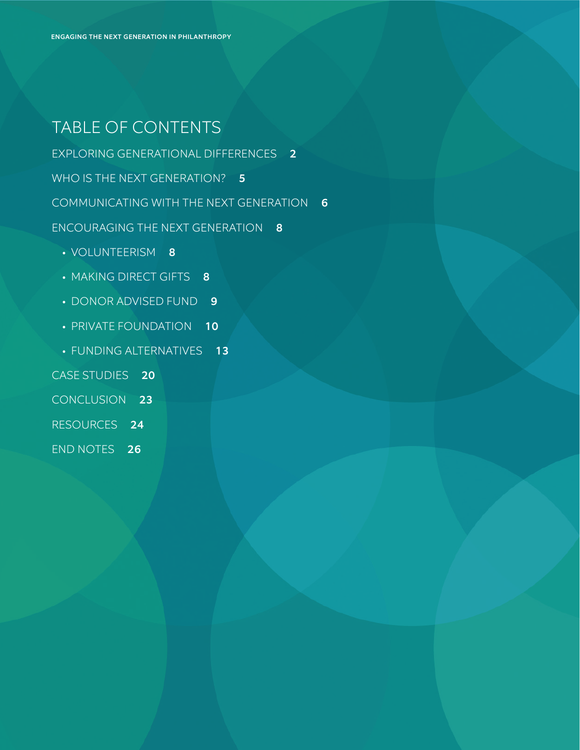# TABLE OF CONTENTS

EXPLORING GENERATIONAL DIFFERENCES **2**

WHO IS THE NEXT GENERATION? **5**

COMMUNICATING WITH THE NEXT GENERATION **6**

ENCOURAGING THE NEXT GENERATION **8**

- VOLUNTEERISM **8**
- MAKING DIRECT GIFTS **8**
- DONOR ADVISED FUND **9**
- PRIVATE FOUNDATION **10**
- FUNDING ALTERNATIVES **13**

CASE STUDIES **20**

CONCLUSION **23**

RESOURCES **24**

END NOTES **26**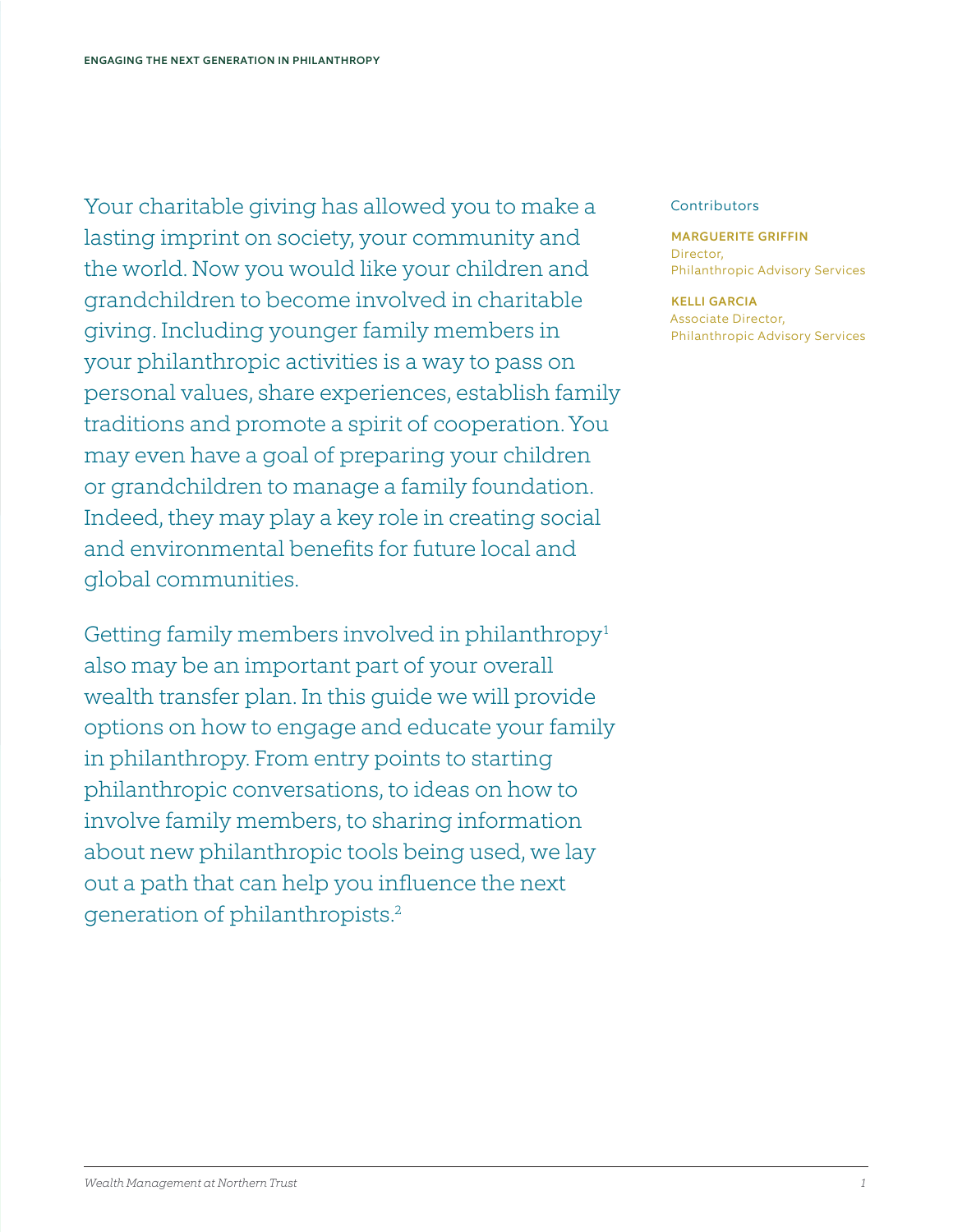Your charitable giving has allowed you to make a lasting imprint on society, your community and the world. Now you would like your children and grandchildren to become involved in charitable giving. Including younger family members in your philanthropic activities is a way to pass on personal values, share experiences, establish family traditions and promote a spirit of cooperation. You may even have a goal of preparing your children or grandchildren to manage a family foundation. Indeed, they may play a key role in creating social and environmental benefits for future local and global communities.

Getting family members involved in philanthropy[1] also may be an important part of your overall wealth transfer plan. In this guide we will provide options on how to engage and educate your family in philanthropy. From entry points to starting philanthropic conversations, to ideas on how to involve family members, to sharing information about new philanthropic tools being used, we lay out a path that can help you influence the next generation of philanthropists.[2]

Contributors

**MARGUERITE GRIFFIN**
Director,
Philanthropic Advisory Services

**KELLI GARCIA**
Associate Director,
Philanthropic Advisory Services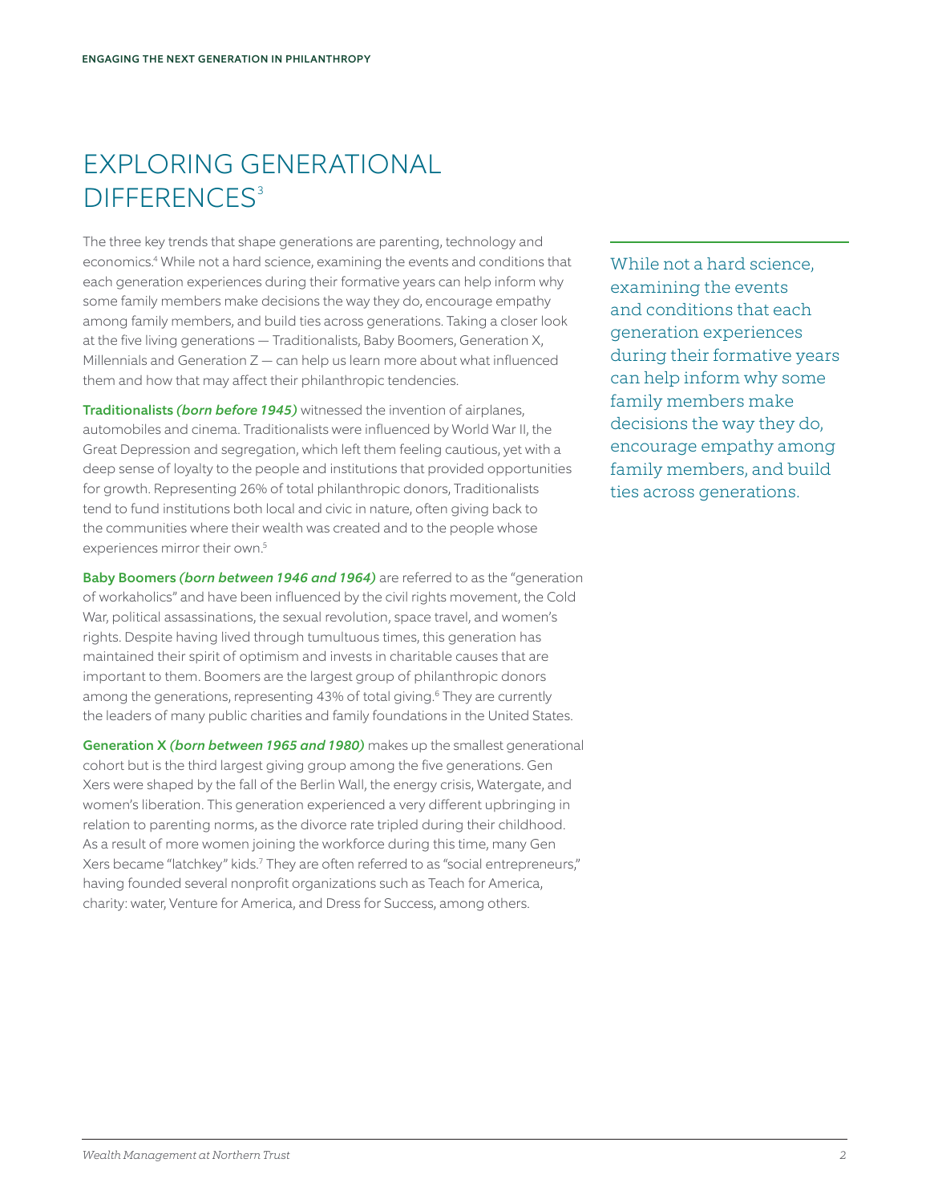# EXPLORING GENERATIONAL DIFFERENCES[3]

The three key trends that shape generations are parenting, technology and economics.[4] While not a hard science, examining the events and conditions that each generation experiences during their formative years can help inform why some family members make decisions the way they do, encourage empathy among family members, and build ties across generations. Taking a closer look at the five living generations — Traditionalists, Baby Boomers, Generation X, Millennials and Generation Z — can help us learn more about what influenced them and how that may affect their philanthropic tendencies.

> While not a hard science, examining the events and conditions that each generation experiences during their formative years can help inform why some family members make decisions the way they do, encourage empathy among family members, and build ties across generations.

**Traditionalists** ***(born before 1945)*** witnessed the invention of airplanes, automobiles and cinema. Traditionalists were influenced by World War II, the Great Depression and segregation, which left them feeling cautious, yet with a deep sense of loyalty to the people and institutions that provided opportunities for growth. Representing 26% of total philanthropic donors, Traditionalists tend to fund institutions both local and civic in nature, often giving back to the communities where their wealth was created and to the people whose experiences mirror their own.[5]

**Baby Boomers** ***(born between 1946 and 1964)*** are referred to as the "generation of workaholics" and have been influenced by the civil rights movement, the Cold War, political assassinations, the sexual revolution, space travel, and women's rights. Despite having lived through tumultuous times, this generation has maintained their spirit of optimism and invests in charitable causes that are important to them. Boomers are the largest group of philanthropic donors among the generations, representing 43% of total giving.[6] They are currently the leaders of many public charities and family foundations in the United States.

**Generation X** ***(born between 1965 and 1980)*** makes up the smallest generational cohort but is the third largest giving group among the five generations. Gen Xers were shaped by the fall of the Berlin Wall, the energy crisis, Watergate, and women's liberation. This generation experienced a very different upbringing in relation to parenting norms, as the divorce rate tripled during their childhood. As a result of more women joining the workforce during this time, many Gen Xers became "latchkey" kids.[7] They are often referred to as "social entrepreneurs," having founded several nonprofit organizations such as Teach for America, charity: water, Venture for America, and Dress for Success, among others.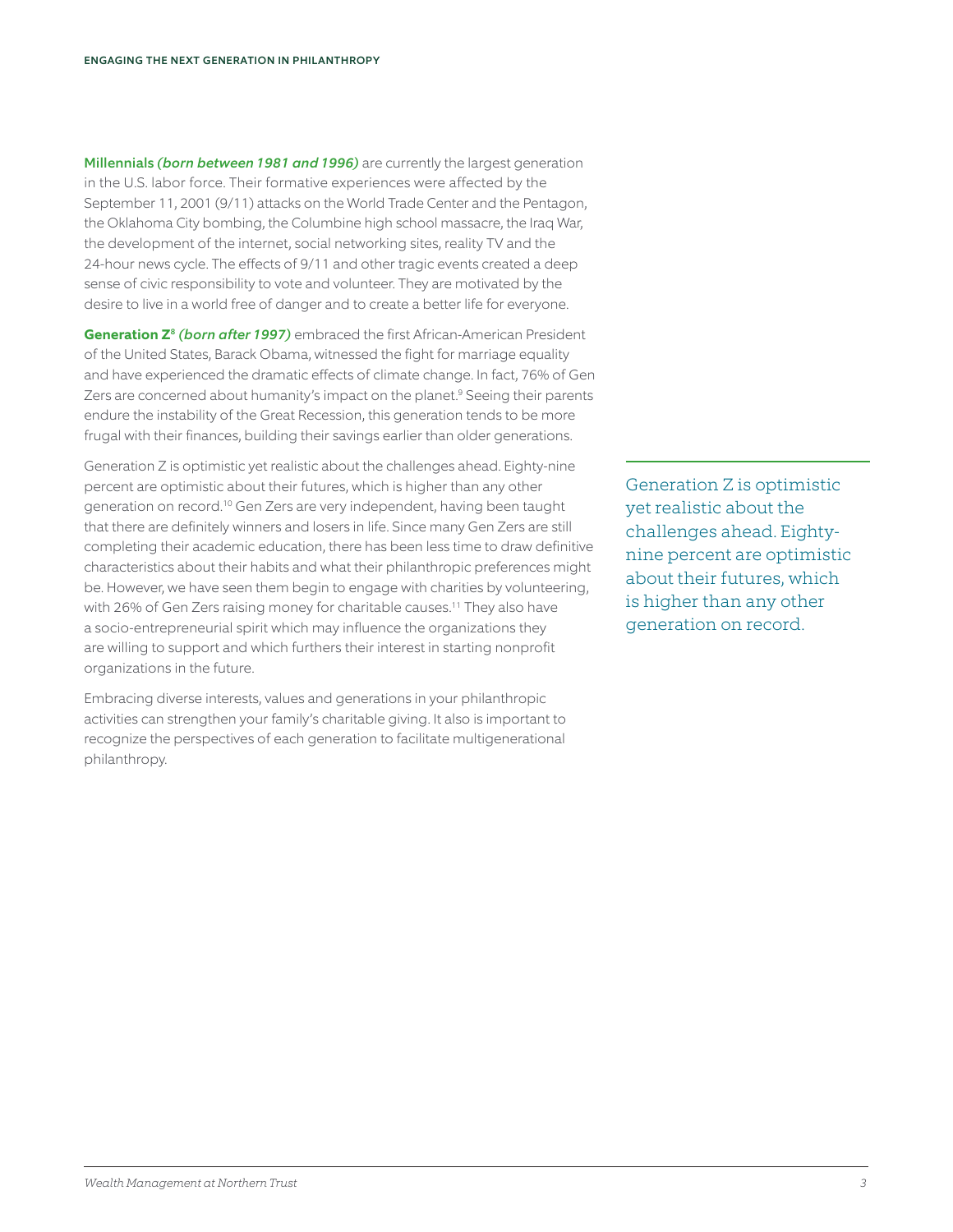**Millennials** ***(born between 1981 and 1996)*** are currently the largest generation in the U.S. labor force. Their formative experiences were affected by the September 11, 2001 (9/11) attacks on the World Trade Center and the Pentagon, the Oklahoma City bombing, the Columbine high school massacre, the Iraq War, the development of the internet, social networking sites, reality TV and the 24-hour news cycle. The effects of 9/11 and other tragic events created a deep sense of civic responsibility to vote and volunteer. They are motivated by the desire to live in a world free of danger and to create a better life for everyone.

**Generation Z**[8] ***(born after 1997)*** embraced the first African-American President of the United States, Barack Obama, witnessed the fight for marriage equality and have experienced the dramatic effects of climate change. In fact, 76% of Gen Zers are concerned about humanity's impact on the planet.[9] Seeing their parents endure the instability of the Great Recession, this generation tends to be more frugal with their finances, building their savings earlier than older generations.

Generation Z is optimistic yet realistic about the challenges ahead. Eighty-nine percent are optimistic about their futures, which is higher than any other generation on record.[10] Gen Zers are very independent, having been taught that there are definitely winners and losers in life. Since many Gen Zers are still completing their academic education, there has been less time to draw definitive characteristics about their habits and what their philanthropic preferences might be. However, we have seen them begin to engage with charities by volunteering, with 26% of Gen Zers raising money for charitable causes.[11] They also have a socio-entrepreneurial spirit which may influence the organizations they are willing to support and which furthers their interest in starting nonprofit organizations in the future.

> Generation Z is optimistic yet realistic about the challenges ahead. Eighty-nine percent are optimistic about their futures, which is higher than any other generation on record.

Embracing diverse interests, values and generations in your philanthropic activities can strengthen your family's charitable giving. It also is important to recognize the perspectives of each generation to facilitate multigenerational philanthropy.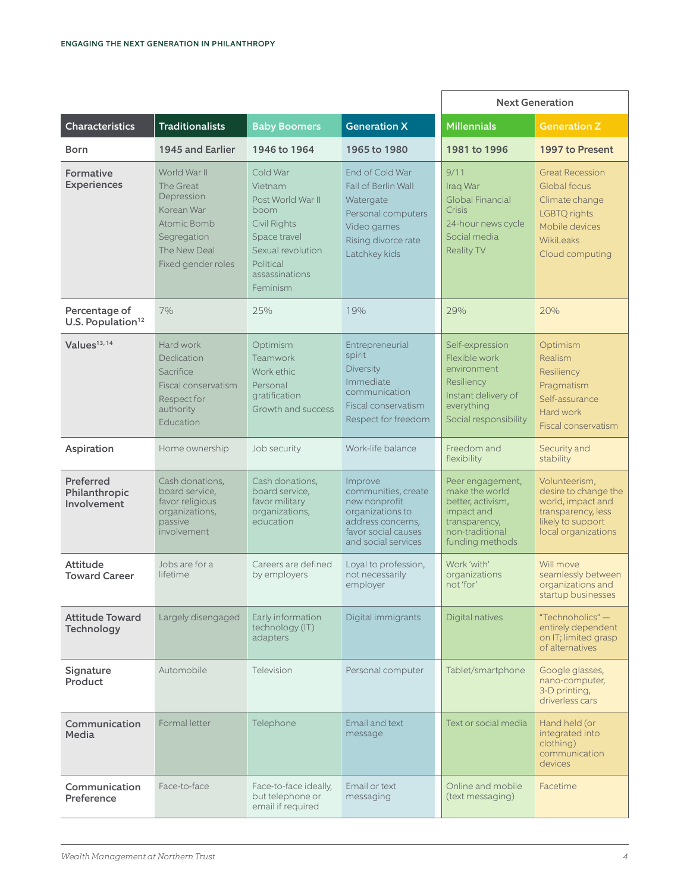| Characteristics | Traditionalists | Baby Boomers | Generation X | Next Generation | |
|---|---|---|---|---|---|
| | | | | Millennials | Generation Z |
| Born | 1945 and Earlier | 1946 to 1964 | 1965 to 1980 | 1981 to 1996 | 1997 to Present |
| Formative Experiences | World War II<br>The Great Depression<br>Korean War<br>Atomic Bomb<br>Segregation<br>The New Deal<br>Fixed gender roles | Cold War<br>Vietnam<br>Post World War II boom<br>Civil Rights<br>Space travel<br>Sexual revolution<br>Political assassinations<br>Feminism | End of Cold War<br>Fall of Berlin Wall<br>Watergate<br>Personal computers<br>Video games<br>Rising divorce rate<br>Latchkey kids | 9/11<br>Iraq War<br>Global Financial Crisis<br>24-hour news cycle<br>Social media<br>Reality TV | Great Recession<br>Global focus<br>Climate change<br>LGBTQ rights<br>Mobile devices<br>WikiLeaks<br>Cloud computing |
| Percentage of U.S. Population[12] | 7% | 25% | 19% | 29% | 20% |
| Values[13, 14] | Hard work<br>Dedication<br>Sacrifice<br>Fiscal conservatism<br>Respect for authority<br>Education | Optimism<br>Teamwork<br>Work ethic<br>Personal gratification<br>Growth and success | Entrepreneurial spirit<br>Diversity<br>Immediate communication<br>Fiscal conservatism<br>Respect for freedom | Self-expression<br>Flexible work environment<br>Resiliency<br>Instant delivery of everything<br>Social responsibility | Optimism<br>Realism<br>Resiliency<br>Pragmatism<br>Self-assurance<br>Hard work<br>Fiscal conservatism |
| Aspiration | Home ownership | Job security | Work-life balance | Freedom and flexibility | Security and stability |
| Preferred Philanthropic Involvement | Cash donations, board service, favor religious organizations, passive involvement | Cash donations, board service, favor military organizations, education | Improve communities, create new nonprofit organizations to address concerns, favor social causes and social services | Peer engagement, make the world better, activism, impact and transparency, non-traditional funding methods | Volunteerism, desire to change the world, impact and transparency, less likely to support local organizations |
| Attitude Toward Career | Jobs are for a lifetime | Careers are defined by employers | Loyal to profession, not necessarily employer | Work 'with' organizations not 'for' | Will move seamlessly between organizations and startup businesses |
| Attitude Toward Technology | Largely disengaged | Early information technology (IT) adapters | Digital immigrants | Digital natives | "Technoholics" — entirely dependent on IT; limited grasp of alternatives |
| Signature Product | Automobile | Television | Personal computer | Tablet/smartphone | Google glasses, nano-computer, 3-D printing, driverless cars |
| Communication Media | Formal letter | Telephone | Email and text message | Text or social media | Hand held (or integrated into clothing) communication devices |
| Communication Preference | Face-to-face | Face-to-face ideally, but telephone or email if required | Email or text messaging | Online and mobile (text messaging) | Facetime |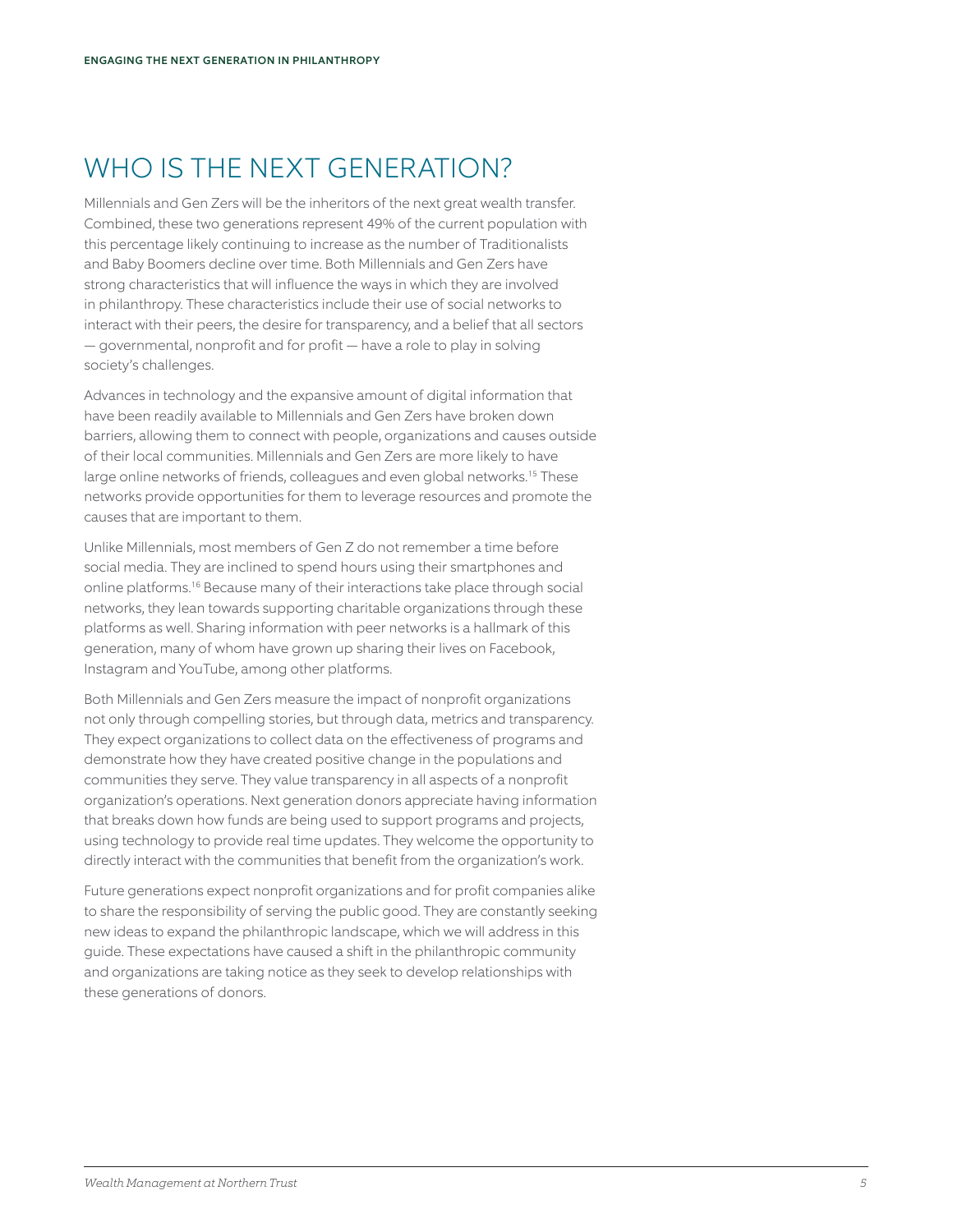# WHO IS THE NEXT GENERATION?

Millennials and Gen Zers will be the inheritors of the next great wealth transfer. Combined, these two generations represent 49% of the current population with this percentage likely continuing to increase as the number of Traditionalists and Baby Boomers decline over time. Both Millennials and Gen Zers have strong characteristics that will influence the ways in which they are involved in philanthropy. These characteristics include their use of social networks to interact with their peers, the desire for transparency, and a belief that all sectors — governmental, nonprofit and for profit — have a role to play in solving society's challenges.

Advances in technology and the expansive amount of digital information that have been readily available to Millennials and Gen Zers have broken down barriers, allowing them to connect with people, organizations and causes outside of their local communities. Millennials and Gen Zers are more likely to have large online networks of friends, colleagues and even global networks.[15] These networks provide opportunities for them to leverage resources and promote the causes that are important to them.

Unlike Millennials, most members of Gen Z do not remember a time before social media. They are inclined to spend hours using their smartphones and online platforms.[16] Because many of their interactions take place through social networks, they lean towards supporting charitable organizations through these platforms as well. Sharing information with peer networks is a hallmark of this generation, many of whom have grown up sharing their lives on Facebook, Instagram and YouTube, among other platforms.

Both Millennials and Gen Zers measure the impact of nonprofit organizations not only through compelling stories, but through data, metrics and transparency. They expect organizations to collect data on the effectiveness of programs and demonstrate how they have created positive change in the populations and communities they serve. They value transparency in all aspects of a nonprofit organization's operations. Next generation donors appreciate having information that breaks down how funds are being used to support programs and projects, using technology to provide real time updates. They welcome the opportunity to directly interact with the communities that benefit from the organization's work.

Future generations expect nonprofit organizations and for profit companies alike to share the responsibility of serving the public good. They are constantly seeking new ideas to expand the philanthropic landscape, which we will address in this guide. These expectations have caused a shift in the philanthropic community and organizations are taking notice as they seek to develop relationships with these generations of donors.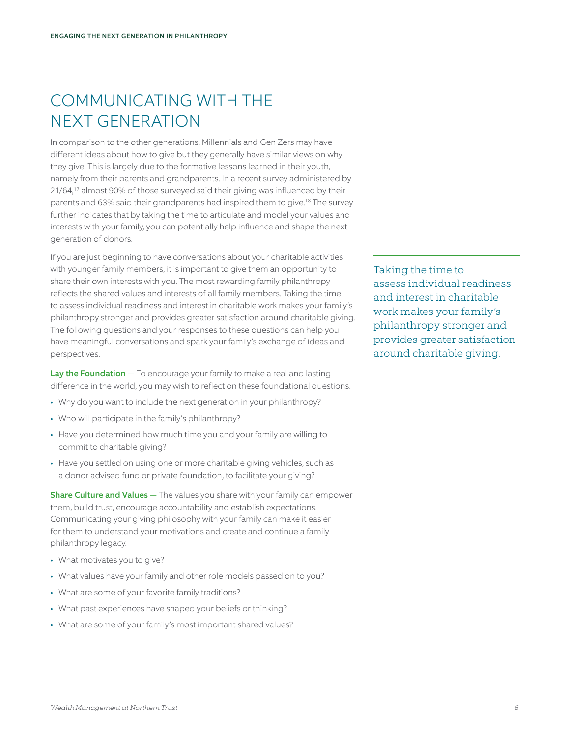# COMMUNICATING WITH THE NEXT GENERATION

In comparison to the other generations, Millennials and Gen Zers may have different ideas about how to give but they generally have similar views on why they give. This is largely due to the formative lessons learned in their youth, namely from their parents and grandparents. In a recent survey administered by 21/64,[17] almost 90% of those surveyed said their giving was influenced by their parents and 63% said their grandparents had inspired them to give.[18] The survey further indicates that by taking the time to articulate and model your values and interests with your family, you can potentially help influence and shape the next generation of donors.

If you are just beginning to have conversations about your charitable activities with younger family members, it is important to give them an opportunity to share their own interests with you. The most rewarding family philanthropy reflects the shared values and interests of all family members. Taking the time to assess individual readiness and interest in charitable work makes your family's philanthropy stronger and provides greater satisfaction around charitable giving. The following questions and your responses to these questions can help you have meaningful conversations and spark your family's exchange of ideas and perspectives.

> Taking the time to assess individual readiness and interest in charitable work makes your family's philanthropy stronger and provides greater satisfaction around charitable giving.

**Lay the Foundation** — To encourage your family to make a real and lasting difference in the world, you may wish to reflect on these foundational questions.

- Why do you want to include the next generation in your philanthropy?
- Who will participate in the family's philanthropy?
- Have you determined how much time you and your family are willing to commit to charitable giving?
- Have you settled on using one or more charitable giving vehicles, such as a donor advised fund or private foundation, to facilitate your giving?

**Share Culture and Values** — The values you share with your family can empower them, build trust, encourage accountability and establish expectations. Communicating your giving philosophy with your family can make it easier for them to understand your motivations and create and continue a family philanthropy legacy.

- What motivates you to give?
- What values have your family and other role models passed on to you?
- What are some of your favorite family traditions?
- What past experiences have shaped your beliefs or thinking?
- What are some of your family's most important shared values?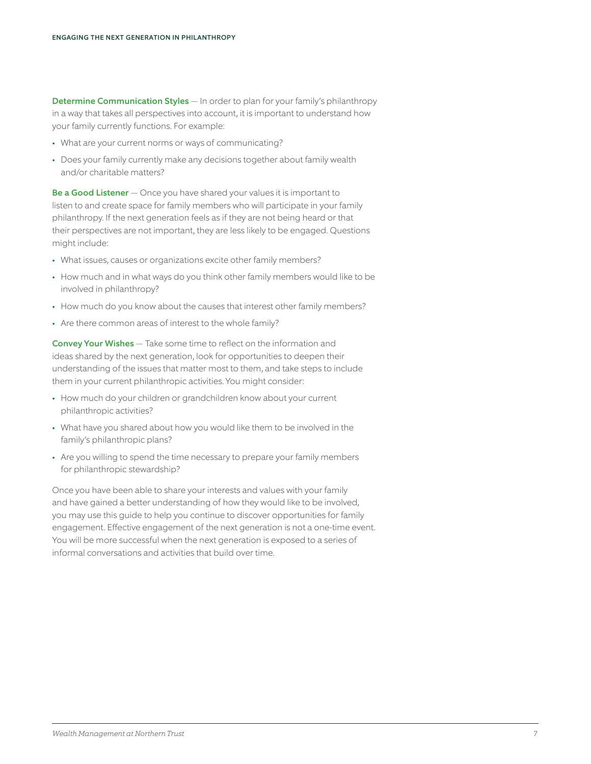**Determine Communication Styles** — In order to plan for your family's philanthropy in a way that takes all perspectives into account, it is important to understand how your family currently functions. For example:

- What are your current norms or ways of communicating?
- Does your family currently make any decisions together about family wealth and/or charitable matters?

**Be a Good Listener** — Once you have shared your values it is important to listen to and create space for family members who will participate in your family philanthropy. If the next generation feels as if they are not being heard or that their perspectives are not important, they are less likely to be engaged. Questions might include:

- What issues, causes or organizations excite other family members?
- How much and in what ways do you think other family members would like to be involved in philanthropy?
- How much do you know about the causes that interest other family members?
- Are there common areas of interest to the whole family?

**Convey Your Wishes** — Take some time to reflect on the information and ideas shared by the next generation, look for opportunities to deepen their understanding of the issues that matter most to them, and take steps to include them in your current philanthropic activities. You might consider:

- How much do your children or grandchildren know about your current philanthropic activities?
- What have you shared about how you would like them to be involved in the family's philanthropic plans?
- Are you willing to spend the time necessary to prepare your family members for philanthropic stewardship?

Once you have been able to share your interests and values with your family and have gained a better understanding of how they would like to be involved, you may use this guide to help you continue to discover opportunities for family engagement. Effective engagement of the next generation is not a one-time event. You will be more successful when the next generation is exposed to a series of informal conversations and activities that build over time.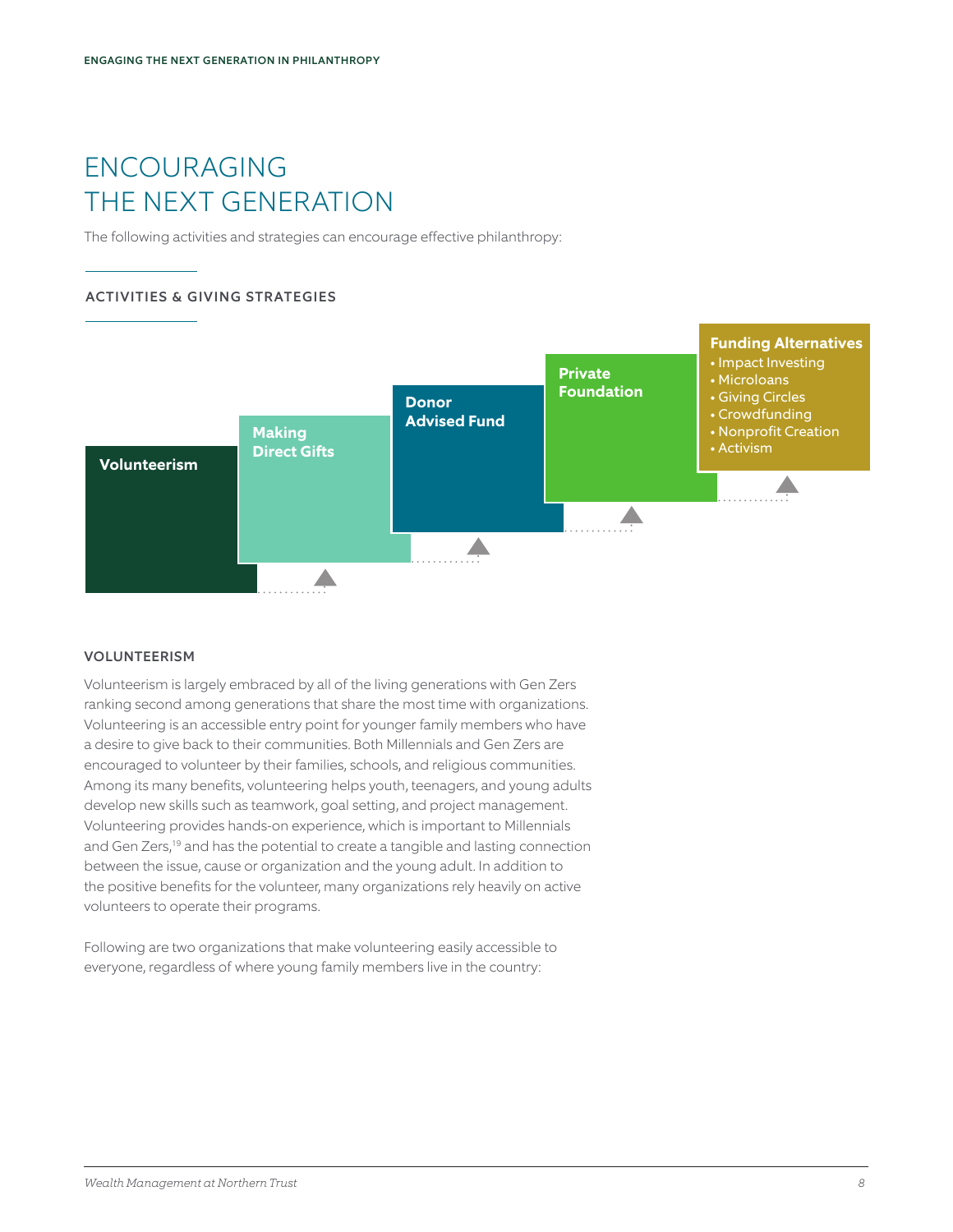# ENCOURAGING THE NEXT GENERATION

The following activities and strategies can encourage effective philanthropy:

## ACTIVITIES & GIVING STRATEGIES

**Volunteerism**

**Making Direct Gifts**

**Donor Advised Fund**

**Private Foundation**

**Funding Alternatives**
- Impact Investing
- Microloans
- Giving Circles
- Crowdfunding
- Nonprofit Creation
- Activism

### VOLUNTEERISM

Volunteerism is largely embraced by all of the living generations with Gen Zers ranking second among generations that share the most time with organizations. Volunteering is an accessible entry point for younger family members who have a desire to give back to their communities. Both Millennials and Gen Zers are encouraged to volunteer by their families, schools, and religious communities. Among its many benefits, volunteering helps youth, teenagers, and young adults develop new skills such as teamwork, goal setting, and project management. Volunteering provides hands-on experience, which is important to Millennials and Gen Zers,[19] and has the potential to create a tangible and lasting connection between the issue, cause or organization and the young adult. In addition to the positive benefits for the volunteer, many organizations rely heavily on active volunteers to operate their programs.

Following are two organizations that make volunteering easily accessible to everyone, regardless of where young family members live in the country: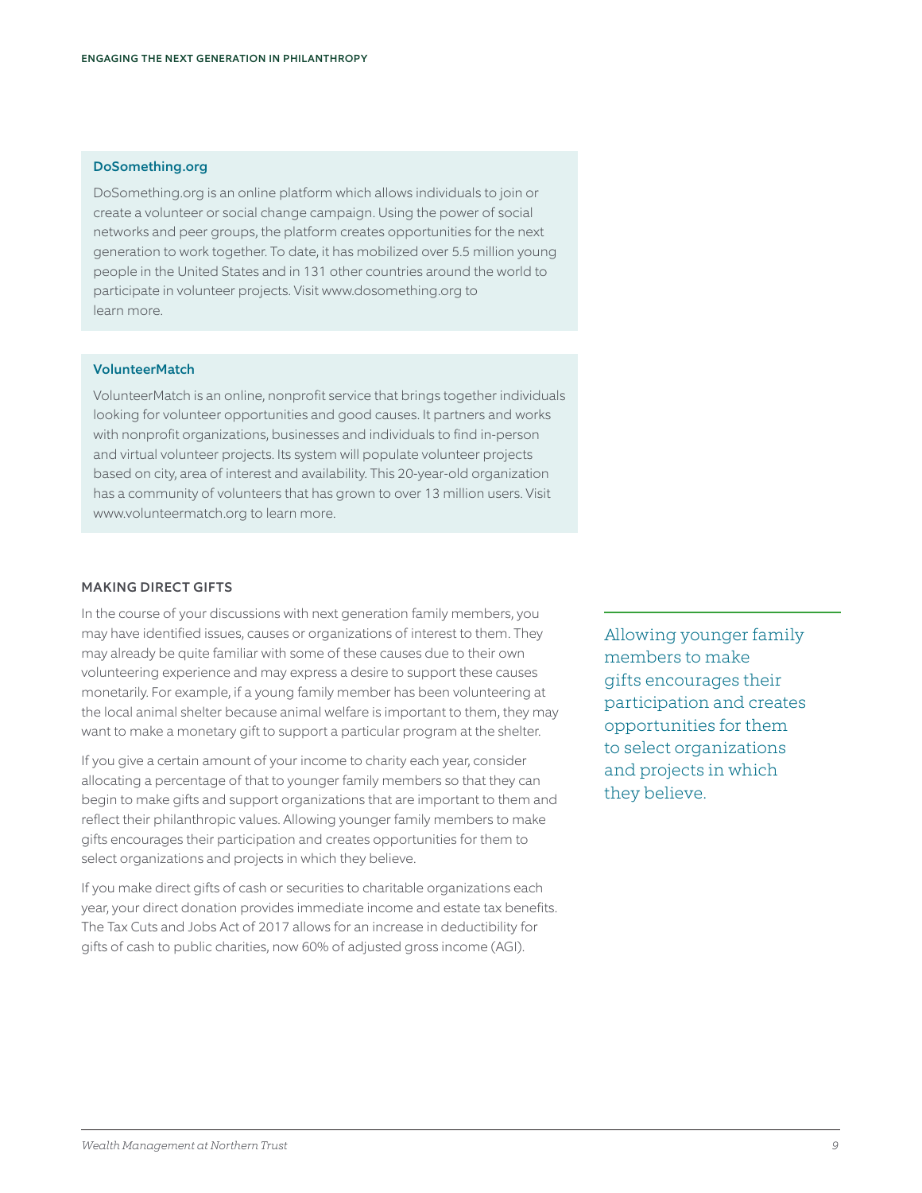### DoSomething.org

DoSomething.org is an online platform which allows individuals to join or create a volunteer or social change campaign. Using the power of social networks and peer groups, the platform creates opportunities for the next generation to work together. To date, it has mobilized over 5.5 million young people in the United States and in 131 other countries around the world to participate in volunteer projects. Visit www.dosomething.org to learn more.

### VolunteerMatch

VolunteerMatch is an online, nonprofit service that brings together individuals looking for volunteer opportunities and good causes. It partners and works with nonprofit organizations, businesses and individuals to find in-person and virtual volunteer projects. Its system will populate volunteer projects based on city, area of interest and availability. This 20-year-old organization has a community of volunteers that has grown to over 13 million users. Visit www.volunteermatch.org to learn more.

## MAKING DIRECT GIFTS

In the course of your discussions with next generation family members, you may have identified issues, causes or organizations of interest to them. They may already be quite familiar with some of these causes due to their own volunteering experience and may express a desire to support these causes monetarily. For example, if a young family member has been volunteering at the local animal shelter because animal welfare is important to them, they may want to make a monetary gift to support a particular program at the shelter.

If you give a certain amount of your income to charity each year, consider allocating a percentage of that to younger family members so that they can begin to make gifts and support organizations that are important to them and reflect their philanthropic values. Allowing younger family members to make gifts encourages their participation and creates opportunities for them to select organizations and projects in which they believe.

If you make direct gifts of cash or securities to charitable organizations each year, your direct donation provides immediate income and estate tax benefits. The Tax Cuts and Jobs Act of 2017 allows for an increase in deductibility for gifts of cash to public charities, now 60% of adjusted gross income (AGI).

> Allowing younger family members to make gifts encourages their participation and creates opportunities for them to select organizations and projects in which they believe.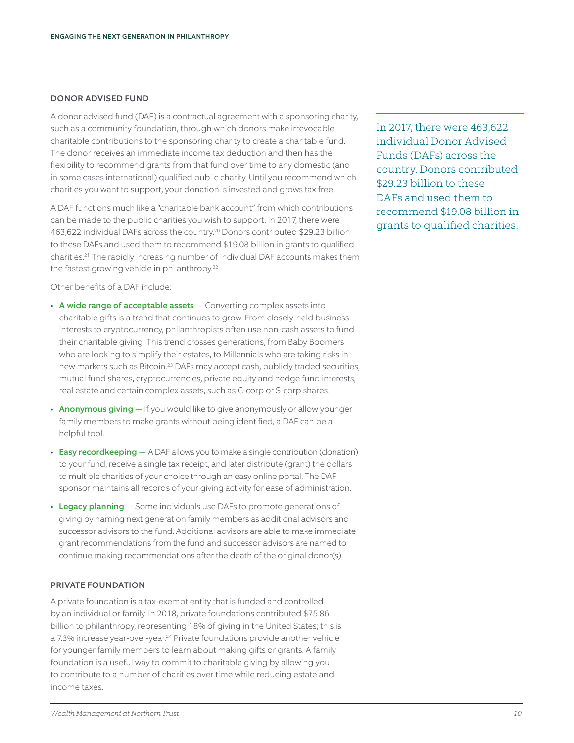## DONOR ADVISED FUND

A donor advised fund (DAF) is a contractual agreement with a sponsoring charity, such as a community foundation, through which donors make irrevocable charitable contributions to the sponsoring charity to create a charitable fund. The donor receives an immediate income tax deduction and then has the flexibility to recommend grants from that fund over time to any domestic (and in some cases international) qualified public charity. Until you recommend which charities you want to support, your donation is invested and grows tax free.

A DAF functions much like a "charitable bank account" from which contributions can be made to the public charities you wish to support. In 2017, there were 463,622 individual DAFs across the country.[20] Donors contributed $29.23 billion to these DAFs and used them to recommend $19.08 billion in grants to qualified charities.[21] The rapidly increasing number of individual DAF accounts makes them the fastest growing vehicle in philanthropy.[22]

Other benefits of a DAF include:

- **A wide range of acceptable assets** — Converting complex assets into charitable gifts is a trend that continues to grow. From closely-held business interests to cryptocurrency, philanthropists often use non-cash assets to fund their charitable giving. This trend crosses generations, from Baby Boomers who are looking to simplify their estates, to Millennials who are taking risks in new markets such as Bitcoin.[23] DAFs may accept cash, publicly traded securities, mutual fund shares, cryptocurrencies, private equity and hedge fund interests, real estate and certain complex assets, such as C-corp or S-corp shares.
- **Anonymous giving** — If you would like to give anonymously or allow younger family members to make grants without being identified, a DAF can be a helpful tool.
- **Easy recordkeeping** — A DAF allows you to make a single contribution (donation) to your fund, receive a single tax receipt, and later distribute (grant) the dollars to multiple charities of your choice through an easy online portal. The DAF sponsor maintains all records of your giving activity for ease of administration.
- **Legacy planning** — Some individuals use DAFs to promote generations of giving by naming next generation family members as additional advisors and successor advisors to the fund. Additional advisors are able to make immediate grant recommendations from the fund and successor advisors are named to continue making recommendations after the death of the original donor(s).

> In 2017, there were 463,622 individual Donor Advised Funds (DAFs) across the country. Donors contributed $29.23 billion to these DAFs and used them to recommend $19.08 billion in grants to qualified charities.

## PRIVATE FOUNDATION

A private foundation is a tax-exempt entity that is funded and controlled by an individual or family. In 2018, private foundations contributed $75.86 billion to philanthropy, representing 18% of giving in the United States; this is a 7.3% increase year-over-year.[24] Private foundations provide another vehicle for younger family members to learn about making gifts or grants. A family foundation is a useful way to commit to charitable giving by allowing you to contribute to a number of charities over time while reducing estate and income taxes.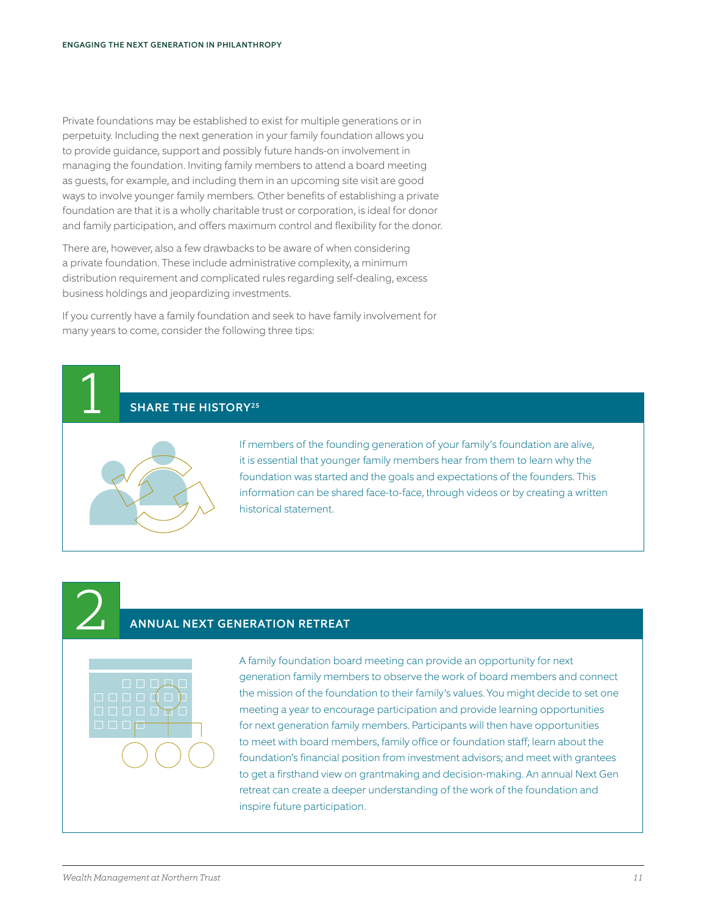Private foundations may be established to exist for multiple generations or in perpetuity. Including the next generation in your family foundation allows you to provide guidance, support and possibly future hands-on involvement in managing the foundation. Inviting family members to attend a board meeting as guests, for example, and including them in an upcoming site visit are good ways to involve younger family members. Other benefits of establishing a private foundation are that it is a wholly charitable trust or corporation, is ideal for donor and family participation, and offers maximum control and flexibility for the donor.

There are, however, also a few drawbacks to be aware of when considering a private foundation. These include administrative complexity, a minimum distribution requirement and complicated rules regarding self-dealing, excess business holdings and jeopardizing investments.

If you currently have a family foundation and seek to have family involvement for many years to come, consider the following three tips:

## 1 SHARE THE HISTORY[25]

If members of the founding generation of your family's foundation are alive, it is essential that younger family members hear from them to learn why the foundation was started and the goals and expectations of the founders. This information can be shared face-to-face, through videos or by creating a written historical statement.

## 2 ANNUAL NEXT GENERATION RETREAT

A family foundation board meeting can provide an opportunity for next generation family members to observe the work of board members and connect the mission of the foundation to their family's values. You might decide to set one meeting a year to encourage participation and provide learning opportunities for next generation family members. Participants will then have opportunities to meet with board members, family office or foundation staff; learn about the foundation's financial position from investment advisors; and meet with grantees to get a firsthand view on grantmaking and decision-making. An annual Next Gen retreat can create a deeper understanding of the work of the foundation and inspire future participation.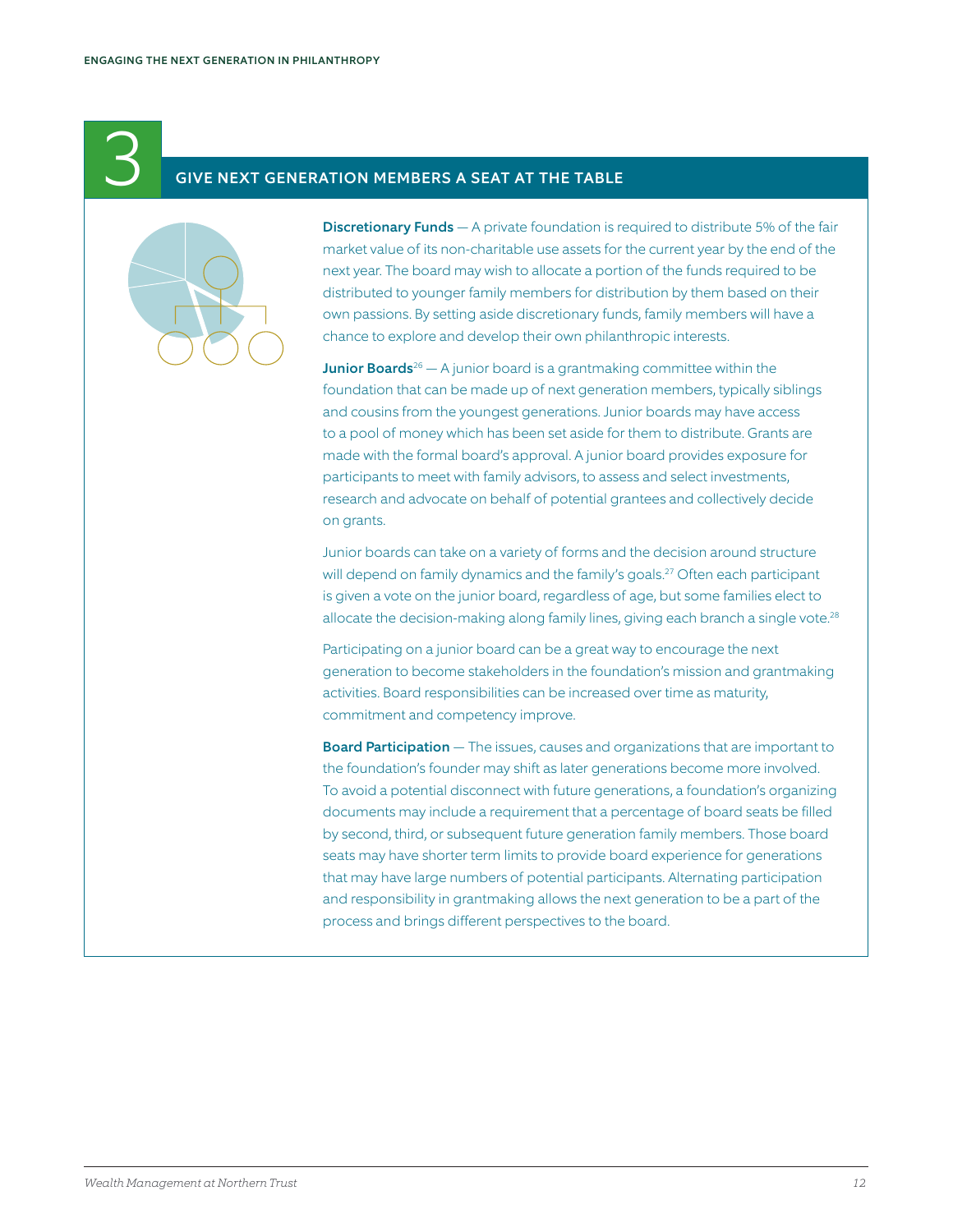## 3 GIVE NEXT GENERATION MEMBERS A SEAT AT THE TABLE

**Discretionary Funds** — A private foundation is required to distribute 5% of the fair market value of its non-charitable use assets for the current year by the end of the next year. The board may wish to allocate a portion of the funds required to be distributed to younger family members for distribution by them based on their own passions. By setting aside discretionary funds, family members will have a chance to explore and develop their own philanthropic interests.

**Junior Boards**[26] — A junior board is a grantmaking committee within the foundation that can be made up of next generation members, typically siblings and cousins from the youngest generations. Junior boards may have access to a pool of money which has been set aside for them to distribute. Grants are made with the formal board's approval. A junior board provides exposure for participants to meet with family advisors, to assess and select investments, research and advocate on behalf of potential grantees and collectively decide on grants.

Junior boards can take on a variety of forms and the decision around structure will depend on family dynamics and the family's goals.[27] Often each participant is given a vote on the junior board, regardless of age, but some families elect to allocate the decision-making along family lines, giving each branch a single vote.[28]

Participating on a junior board can be a great way to encourage the next generation to become stakeholders in the foundation's mission and grantmaking activities. Board responsibilities can be increased over time as maturity, commitment and competency improve.

**Board Participation** — The issues, causes and organizations that are important to the foundation's founder may shift as later generations become more involved. To avoid a potential disconnect with future generations, a foundation's organizing documents may include a requirement that a percentage of board seats be filled by second, third, or subsequent future generation family members. Those board seats may have shorter term limits to provide board experience for generations that may have large numbers of potential participants. Alternating participation and responsibility in grantmaking allows the next generation to be a part of the process and brings different perspectives to the board.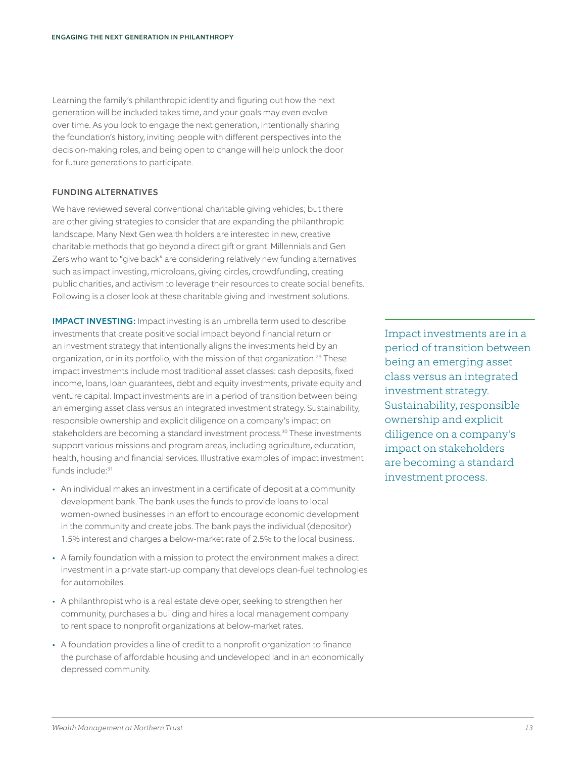Learning the family's philanthropic identity and figuring out how the next generation will be included takes time, and your goals may even evolve over time. As you look to engage the next generation, intentionally sharing the foundation's history, inviting people with different perspectives into the decision-making roles, and being open to change will help unlock the door for future generations to participate.

### FUNDING ALTERNATIVES

We have reviewed several conventional charitable giving vehicles; but there are other giving strategies to consider that are expanding the philanthropic landscape. Many Next Gen wealth holders are interested in new, creative charitable methods that go beyond a direct gift or grant. Millennials and Gen Zers who want to "give back" are considering relatively new funding alternatives such as impact investing, microloans, giving circles, crowdfunding, creating public charities, and activism to leverage their resources to create social benefits. Following is a closer look at these charitable giving and investment solutions.

**IMPACT INVESTING:** Impact investing is an umbrella term used to describe investments that create positive social impact beyond financial return or an investment strategy that intentionally aligns the investments held by an organization, or in its portfolio, with the mission of that organization.[29] These impact investments include most traditional asset classes: cash deposits, fixed income, loans, loan guarantees, debt and equity investments, private equity and venture capital. Impact investments are in a period of transition between being an emerging asset class versus an integrated investment strategy. Sustainability, responsible ownership and explicit diligence on a company's impact on stakeholders are becoming a standard investment process.[30] These investments support various missions and program areas, including agriculture, education, health, housing and financial services. Illustrative examples of impact investment funds include:[31]

- An individual makes an investment in a certificate of deposit at a community development bank. The bank uses the funds to provide loans to local women-owned businesses in an effort to encourage economic development in the community and create jobs. The bank pays the individual (depositor) 1.5% interest and charges a below-market rate of 2.5% to the local business.
- A family foundation with a mission to protect the environment makes a direct investment in a private start-up company that develops clean-fuel technologies for automobiles.
- A philanthropist who is a real estate developer, seeking to strengthen her community, purchases a building and hires a local management company to rent space to nonprofit organizations at below-market rates.
- A foundation provides a line of credit to a nonprofit organization to finance the purchase of affordable housing and undeveloped land in an economically depressed community.

> Impact investments are in a period of transition between being an emerging asset class versus an integrated investment strategy. Sustainability, responsible ownership and explicit diligence on a company's impact on stakeholders are becoming a standard investment process.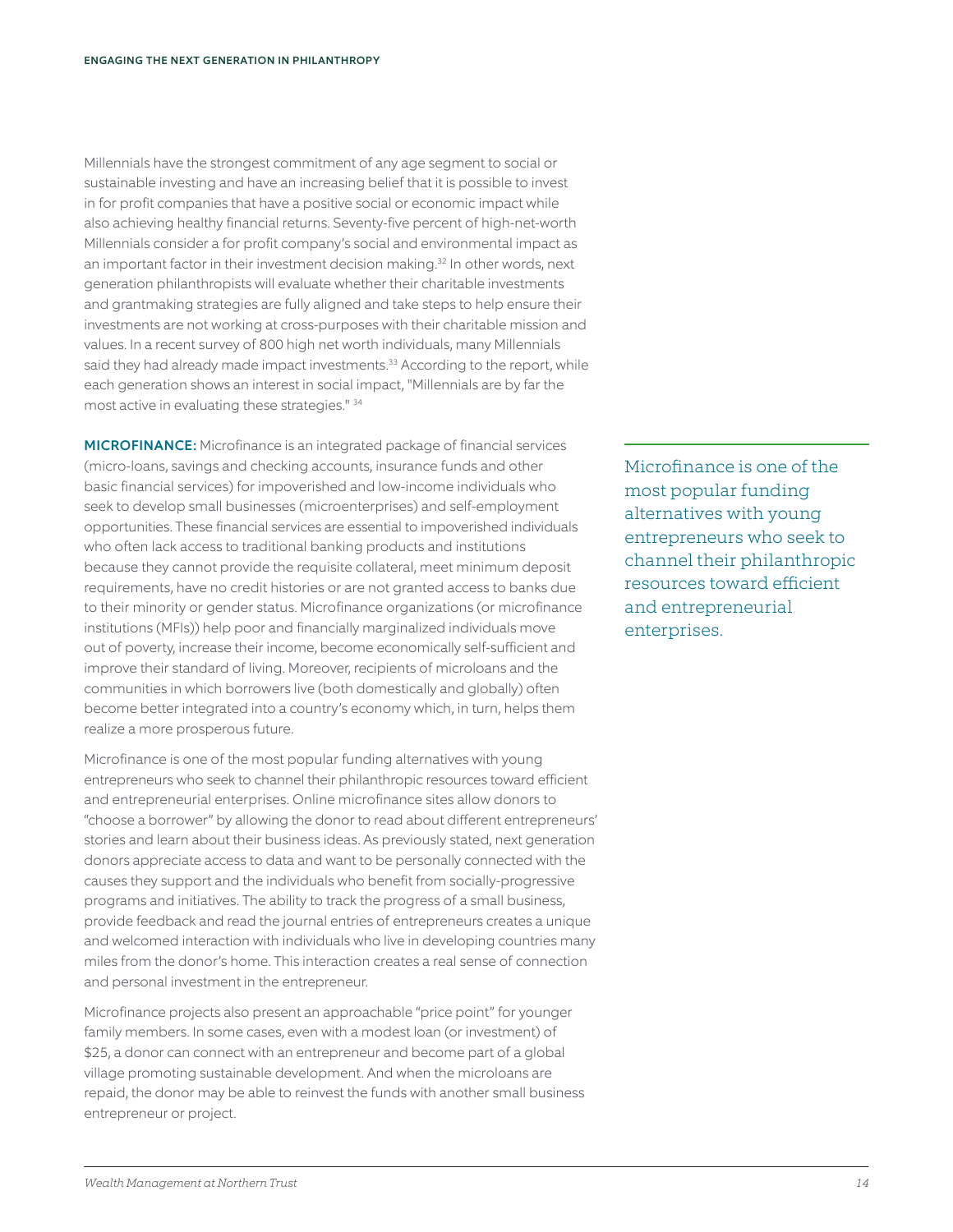Millennials have the strongest commitment of any age segment to social or sustainable investing and have an increasing belief that it is possible to invest in for profit companies that have a positive social or economic impact while also achieving healthy financial returns. Seventy-five percent of high-net-worth Millennials consider a for profit company's social and environmental impact as an important factor in their investment decision making.[32] In other words, next generation philanthropists will evaluate whether their charitable investments and grantmaking strategies are fully aligned and take steps to help ensure their investments are not working at cross-purposes with their charitable mission and values. In a recent survey of 800 high net worth individuals, many Millennials said they had already made impact investments.[33] According to the report, while each generation shows an interest in social impact, "Millennials are by far the most active in evaluating these strategies." [34]

**MICROFINANCE:** Microfinance is an integrated package of financial services (micro-loans, savings and checking accounts, insurance funds and other basic financial services) for impoverished and low-income individuals who seek to develop small businesses (microenterprises) and self-employment opportunities. These financial services are essential to impoverished individuals who often lack access to traditional banking products and institutions because they cannot provide the requisite collateral, meet minimum deposit requirements, have no credit histories or are not granted access to banks due to their minority or gender status. Microfinance organizations (or microfinance institutions (MFIs)) help poor and financially marginalized individuals move out of poverty, increase their income, become economically self-sufficient and improve their standard of living. Moreover, recipients of microloans and the communities in which borrowers live (both domestically and globally) often become better integrated into a country's economy which, in turn, helps them realize a more prosperous future.

Microfinance is one of the most popular funding alternatives with young entrepreneurs who seek to channel their philanthropic resources toward efficient and entrepreneurial enterprises. Online microfinance sites allow donors to "choose a borrower" by allowing the donor to read about different entrepreneurs' stories and learn about their business ideas. As previously stated, next generation donors appreciate access to data and want to be personally connected with the causes they support and the individuals who benefit from socially-progressive programs and initiatives. The ability to track the progress of a small business, provide feedback and read the journal entries of entrepreneurs creates a unique and welcomed interaction with individuals who live in developing countries many miles from the donor's home. This interaction creates a real sense of connection and personal investment in the entrepreneur.

Microfinance projects also present an approachable "price point" for younger family members. In some cases, even with a modest loan (or investment) of $25, a donor can connect with an entrepreneur and become part of a global village promoting sustainable development. And when the microloans are repaid, the donor may be able to reinvest the funds with another small business entrepreneur or project.

> Microfinance is one of the most popular funding alternatives with young entrepreneurs who seek to channel their philanthropic resources toward efficient and entrepreneurial enterprises.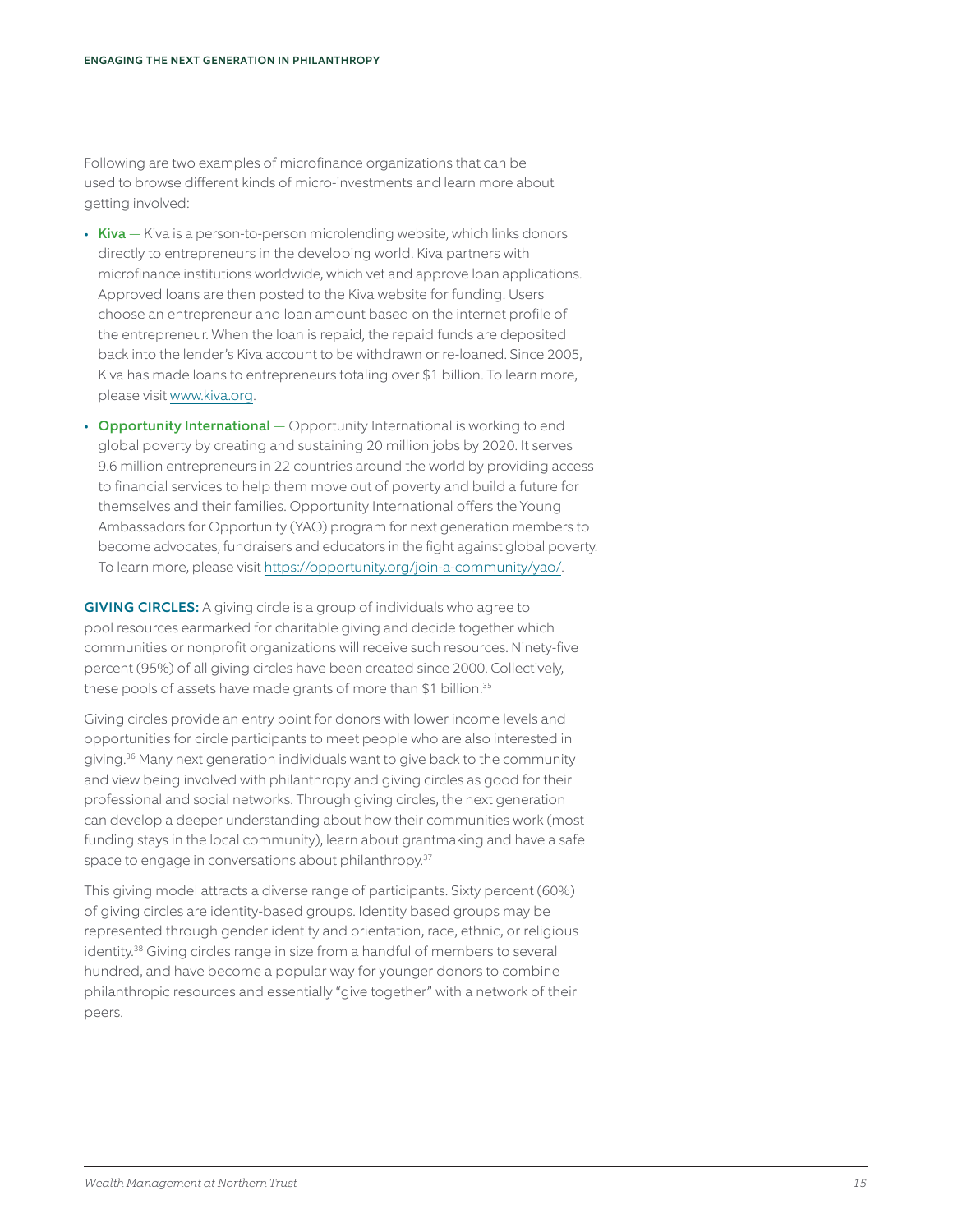Following are two examples of microfinance organizations that can be used to browse different kinds of micro-investments and learn more about getting involved:

- **Kiva** — Kiva is a person-to-person microlending website, which links donors directly to entrepreneurs in the developing world. Kiva partners with microfinance institutions worldwide, which vet and approve loan applications. Approved loans are then posted to the Kiva website for funding. Users choose an entrepreneur and loan amount based on the internet profile of the entrepreneur. When the loan is repaid, the repaid funds are deposited back into the lender's Kiva account to be withdrawn or re-loaned. Since 2005, Kiva has made loans to entrepreneurs totaling over $1 billion. To learn more, please visit www.kiva.org.
- **Opportunity International** — Opportunity International is working to end global poverty by creating and sustaining 20 million jobs by 2020. It serves 9.6 million entrepreneurs in 22 countries around the world by providing access to financial services to help them move out of poverty and build a future for themselves and their families. Opportunity International offers the Young Ambassadors for Opportunity (YAO) program for next generation members to become advocates, fundraisers and educators in the fight against global poverty. To learn more, please visit https://opportunity.org/join-a-community/yao/.

**GIVING CIRCLES:** A giving circle is a group of individuals who agree to pool resources earmarked for charitable giving and decide together which communities or nonprofit organizations will receive such resources. Ninety-five percent (95%) of all giving circles have been created since 2000. Collectively, these pools of assets have made grants of more than $1 billion.[35]

Giving circles provide an entry point for donors with lower income levels and opportunities for circle participants to meet people who are also interested in giving.[36] Many next generation individuals want to give back to the community and view being involved with philanthropy and giving circles as good for their professional and social networks. Through giving circles, the next generation can develop a deeper understanding about how their communities work (most funding stays in the local community), learn about grantmaking and have a safe space to engage in conversations about philanthropy.[37]

This giving model attracts a diverse range of participants. Sixty percent (60%) of giving circles are identity-based groups. Identity based groups may be represented through gender identity and orientation, race, ethnic, or religious identity.[38] Giving circles range in size from a handful of members to several hundred, and have become a popular way for younger donors to combine philanthropic resources and essentially "give together" with a network of their peers.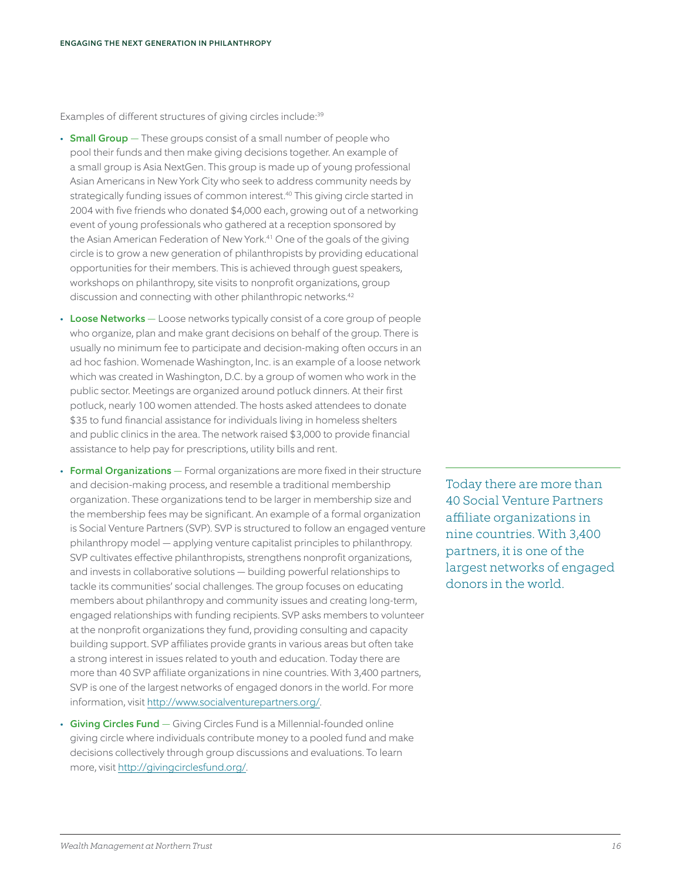Examples of different structures of giving circles include:[39]

- **Small Group** — These groups consist of a small number of people who pool their funds and then make giving decisions together. An example of a small group is Asia NextGen. This group is made up of young professional Asian Americans in New York City who seek to address community needs by strategically funding issues of common interest.[40] This giving circle started in 2004 with five friends who donated $4,000 each, growing out of a networking event of young professionals who gathered at a reception sponsored by the Asian American Federation of New York.[41] One of the goals of the giving circle is to grow a new generation of philanthropists by providing educational opportunities for their members. This is achieved through guest speakers, workshops on philanthropy, site visits to nonprofit organizations, group discussion and connecting with other philanthropic networks.[42]
- **Loose Networks** — Loose networks typically consist of a core group of people who organize, plan and make grant decisions on behalf of the group. There is usually no minimum fee to participate and decision-making often occurs in an ad hoc fashion. Womenade Washington, Inc. is an example of a loose network which was created in Washington, D.C. by a group of women who work in the public sector. Meetings are organized around potluck dinners. At their first potluck, nearly 100 women attended. The hosts asked attendees to donate $35 to fund financial assistance for individuals living in homeless shelters and public clinics in the area. The network raised $3,000 to provide financial assistance to help pay for prescriptions, utility bills and rent.
- **Formal Organizations** — Formal organizations are more fixed in their structure and decision-making process, and resemble a traditional membership organization. These organizations tend to be larger in membership size and the membership fees may be significant. An example of a formal organization is Social Venture Partners (SVP). SVP is structured to follow an engaged venture philanthropy model — applying venture capitalist principles to philanthropy. SVP cultivates effective philanthropists, strengthens nonprofit organizations, and invests in collaborative solutions — building powerful relationships to tackle its communities' social challenges. The group focuses on educating members about philanthropy and community issues and creating long-term, engaged relationships with funding recipients. SVP asks members to volunteer at the nonprofit organizations they fund, providing consulting and capacity building support. SVP affiliates provide grants in various areas but often take a strong interest in issues related to youth and education. Today there are more than 40 SVP affiliate organizations in nine countries. With 3,400 partners, SVP is one of the largest networks of engaged donors in the world. For more information, visit http://www.socialventurepartners.org/.
- **Giving Circles Fund** — Giving Circles Fund is a Millennial-founded online giving circle where individuals contribute money to a pooled fund and make decisions collectively through group discussions and evaluations. To learn more, visit http://givingcirclesfund.org/.

> Today there are more than 40 Social Venture Partners affiliate organizations in nine countries. With 3,400 partners, it is one of the largest networks of engaged donors in the world.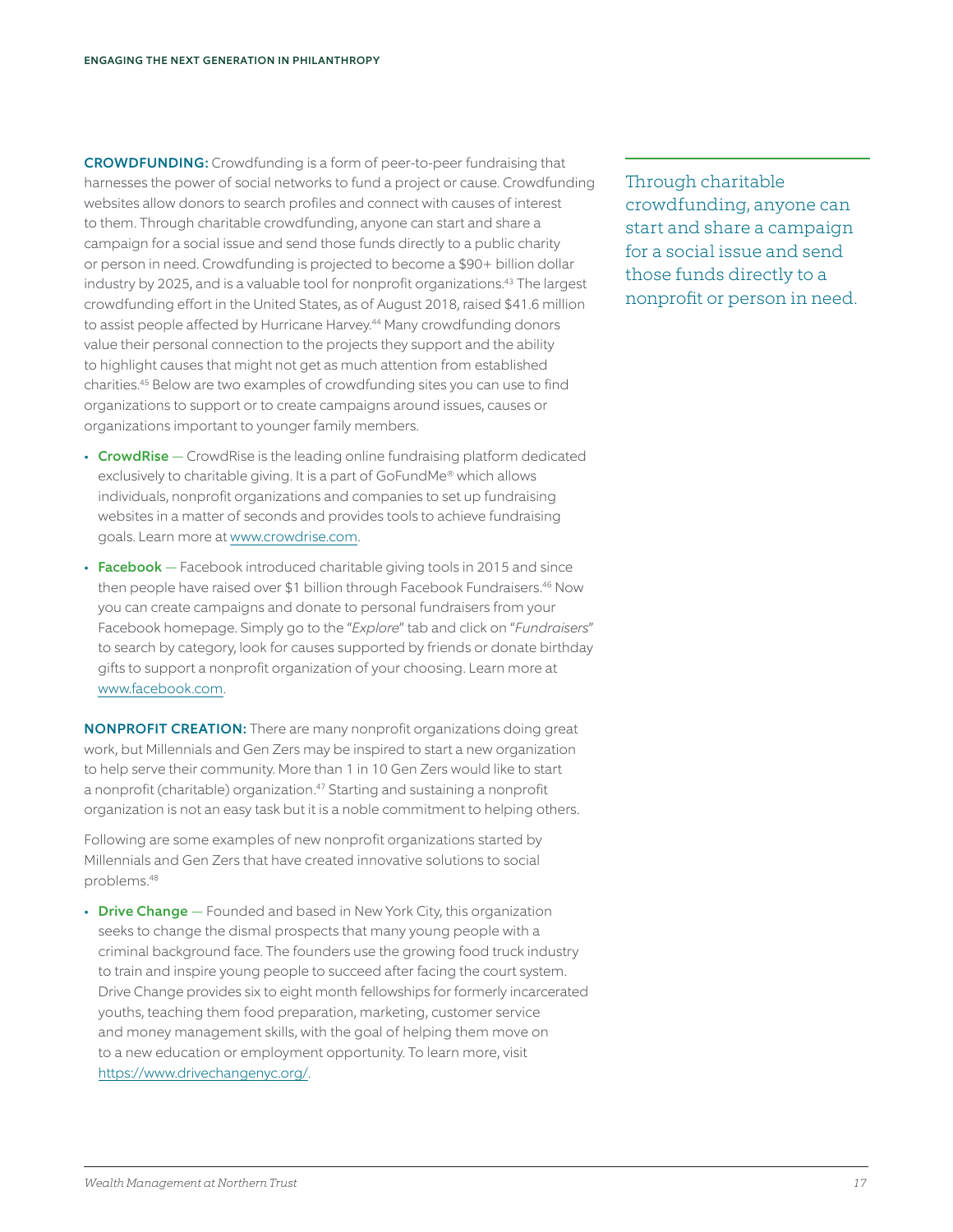**CROWDFUNDING:** Crowdfunding is a form of peer-to-peer fundraising that harnesses the power of social networks to fund a project or cause. Crowdfunding websites allow donors to search profiles and connect with causes of interest to them. Through charitable crowdfunding, anyone can start and share a campaign for a social issue and send those funds directly to a public charity or person in need. Crowdfunding is projected to become a $90+ billion dollar industry by 2025, and is a valuable tool for nonprofit organizations.[43] The largest crowdfunding effort in the United States, as of August 2018, raised $41.6 million to assist people affected by Hurricane Harvey.[44] Many crowdfunding donors value their personal connection to the projects they support and the ability to highlight causes that might not get as much attention from established charities.[45] Below are two examples of crowdfunding sites you can use to find organizations to support or to create campaigns around issues, causes or organizations important to younger family members.

> Through charitable crowdfunding, anyone can start and share a campaign for a social issue and send those funds directly to a nonprofit or person in need.

- **CrowdRise** — CrowdRise is the leading online fundraising platform dedicated exclusively to charitable giving. It is a part of GoFundMe® which allows individuals, nonprofit organizations and companies to set up fundraising websites in a matter of seconds and provides tools to achieve fundraising goals. Learn more at www.crowdrise.com.
- **Facebook** — Facebook introduced charitable giving tools in 2015 and since then people have raised over $1 billion through Facebook Fundraisers.[46] Now you can create campaigns and donate to personal fundraisers from your Facebook homepage. Simply go to the "*Explore*" tab and click on "*Fundraisers*" to search by category, look for causes supported by friends or donate birthday gifts to support a nonprofit organization of your choosing. Learn more at www.facebook.com.

**NONPROFIT CREATION:** There are many nonprofit organizations doing great work, but Millennials and Gen Zers may be inspired to start a new organization to help serve their community. More than 1 in 10 Gen Zers would like to start a nonprofit (charitable) organization.[47] Starting and sustaining a nonprofit organization is not an easy task but it is a noble commitment to helping others.

Following are some examples of new nonprofit organizations started by Millennials and Gen Zers that have created innovative solutions to social problems.[48]

- **Drive Change** — Founded and based in New York City, this organization seeks to change the dismal prospects that many young people with a criminal background face. The founders use the growing food truck industry to train and inspire young people to succeed after facing the court system. Drive Change provides six to eight month fellowships for formerly incarcerated youths, teaching them food preparation, marketing, customer service and money management skills, with the goal of helping them move on to a new education or employment opportunity. To learn more, visit https://www.drivechangenyc.org/.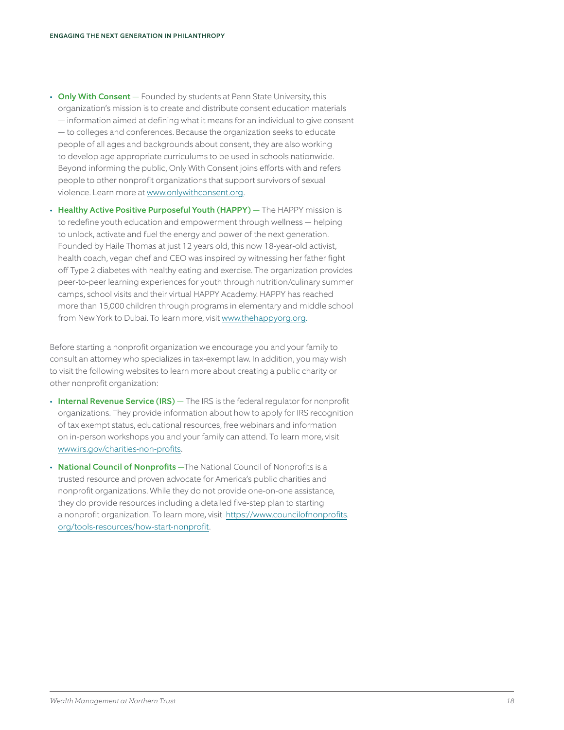- **Only With Consent** — Founded by students at Penn State University, this organization's mission is to create and distribute consent education materials — information aimed at defining what it means for an individual to give consent — to colleges and conferences. Because the organization seeks to educate people of all ages and backgrounds about consent, they are also working to develop age appropriate curriculums to be used in schools nationwide. Beyond informing the public, Only With Consent joins efforts with and refers people to other nonprofit organizations that support survivors of sexual violence. Learn more at www.onlywithconsent.org.
- **Healthy Active Positive Purposeful Youth (HAPPY)** — The HAPPY mission is to redefine youth education and empowerment through wellness — helping to unlock, activate and fuel the energy and power of the next generation. Founded by Haile Thomas at just 12 years old, this now 18-year-old activist, health coach, vegan chef and CEO was inspired by witnessing her father fight off Type 2 diabetes with healthy eating and exercise. The organization provides peer-to-peer learning experiences for youth through nutrition/culinary summer camps, school visits and their virtual HAPPY Academy. HAPPY has reached more than 15,000 children through programs in elementary and middle school from New York to Dubai. To learn more, visit www.thehappyorg.org.

Before starting a nonprofit organization we encourage you and your family to consult an attorney who specializes in tax-exempt law. In addition, you may wish to visit the following websites to learn more about creating a public charity or other nonprofit organization:

- **Internal Revenue Service (IRS)** — The IRS is the federal regulator for nonprofit organizations. They provide information about how to apply for IRS recognition of tax exempt status, educational resources, free webinars and information on in-person workshops you and your family can attend. To learn more, visit www.irs.gov/charities-non-profits.
- **National Council of Nonprofits** —The National Council of Nonprofits is a trusted resource and proven advocate for America's public charities and nonprofit organizations. While they do not provide one-on-one assistance, they do provide resources including a detailed five-step plan to starting a nonprofit organization. To learn more, visit https://www.councilofnonprofits.org/tools-resources/how-start-nonprofit.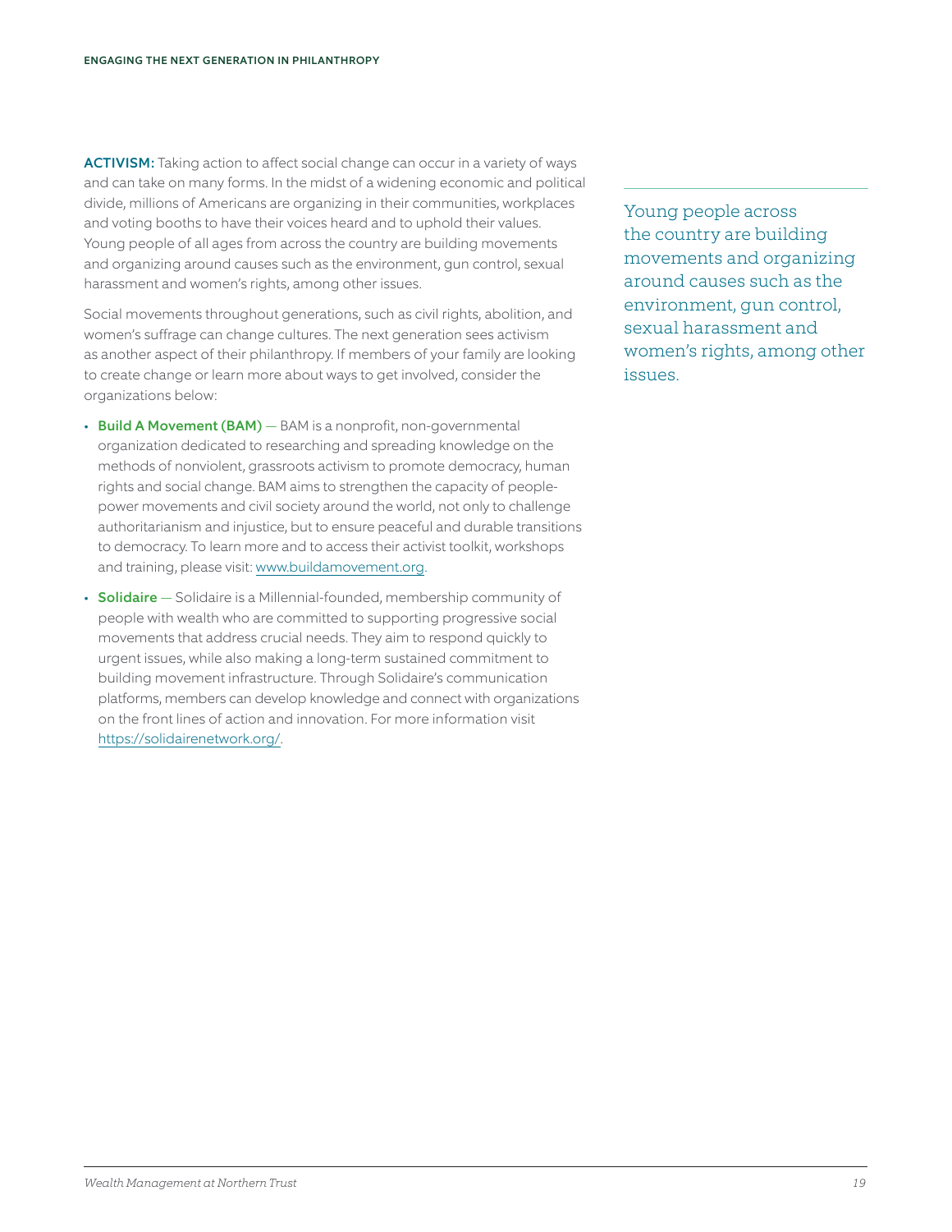**ACTIVISM:** Taking action to affect social change can occur in a variety of ways and can take on many forms. In the midst of a widening economic and political divide, millions of Americans are organizing in their communities, workplaces and voting booths to have their voices heard and to uphold their values. Young people of all ages from across the country are building movements and organizing around causes such as the environment, gun control, sexual harassment and women's rights, among other issues.

Social movements throughout generations, such as civil rights, abolition, and women's suffrage can change cultures. The next generation sees activism as another aspect of their philanthropy. If members of your family are looking to create change or learn more about ways to get involved, consider the organizations below:

- **Build A Movement (BAM)** — BAM is a nonprofit, non-governmental organization dedicated to researching and spreading knowledge on the methods of nonviolent, grassroots activism to promote democracy, human rights and social change. BAM aims to strengthen the capacity of people-power movements and civil society around the world, not only to challenge authoritarianism and injustice, but to ensure peaceful and durable transitions to democracy. To learn more and to access their activist toolkit, workshops and training, please visit: www.buildamovement.org.
- **Solidaire** — Solidaire is a Millennial-founded, membership community of people with wealth who are committed to supporting progressive social movements that address crucial needs. They aim to respond quickly to urgent issues, while also making a long-term sustained commitment to building movement infrastructure. Through Solidaire's communication platforms, members can develop knowledge and connect with organizations on the front lines of action and innovation. For more information visit https://solidairenetwork.org/.

> Young people across the country are building movements and organizing around causes such as the environment, gun control, sexual harassment and women's rights, among other issues.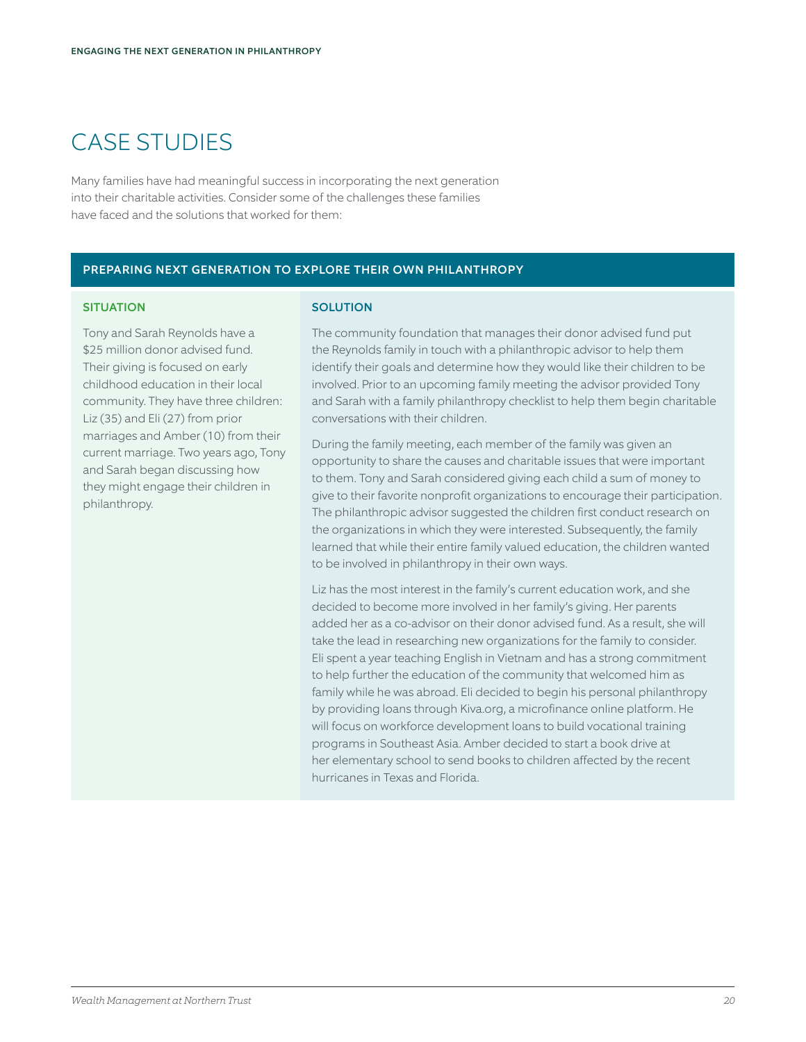# CASE STUDIES

Many families have had meaningful success in incorporating the next generation into their charitable activities. Consider some of the challenges these families have faced and the solutions that worked for them:

## PREPARING NEXT GENERATION TO EXPLORE THEIR OWN PHILANTHROPY

### SITUATION

Tony and Sarah Reynolds have a $25 million donor advised fund. Their giving is focused on early childhood education in their local community. They have three children: Liz (35) and Eli (27) from prior marriages and Amber (10) from their current marriage. Two years ago, Tony and Sarah began discussing how they might engage their children in philanthropy.

### SOLUTION

The community foundation that manages their donor advised fund put the Reynolds family in touch with a philanthropic advisor to help them identify their goals and determine how they would like their children to be involved. Prior to an upcoming family meeting the advisor provided Tony and Sarah with a family philanthropy checklist to help them begin charitable conversations with their children.

During the family meeting, each member of the family was given an opportunity to share the causes and charitable issues that were important to them. Tony and Sarah considered giving each child a sum of money to give to their favorite nonprofit organizations to encourage their participation. The philanthropic advisor suggested the children first conduct research on the organizations in which they were interested. Subsequently, the family learned that while their entire family valued education, the children wanted to be involved in philanthropy in their own ways.

Liz has the most interest in the family's current education work, and she decided to become more involved in her family's giving. Her parents added her as a co-advisor on their donor advised fund. As a result, she will take the lead in researching new organizations for the family to consider. Eli spent a year teaching English in Vietnam and has a strong commitment to help further the education of the community that welcomed him as family while he was abroad. Eli decided to begin his personal philanthropy by providing loans through Kiva.org, a microfinance online platform. He will focus on workforce development loans to build vocational training programs in Southeast Asia. Amber decided to start a book drive at her elementary school to send books to children affected by the recent hurricanes in Texas and Florida.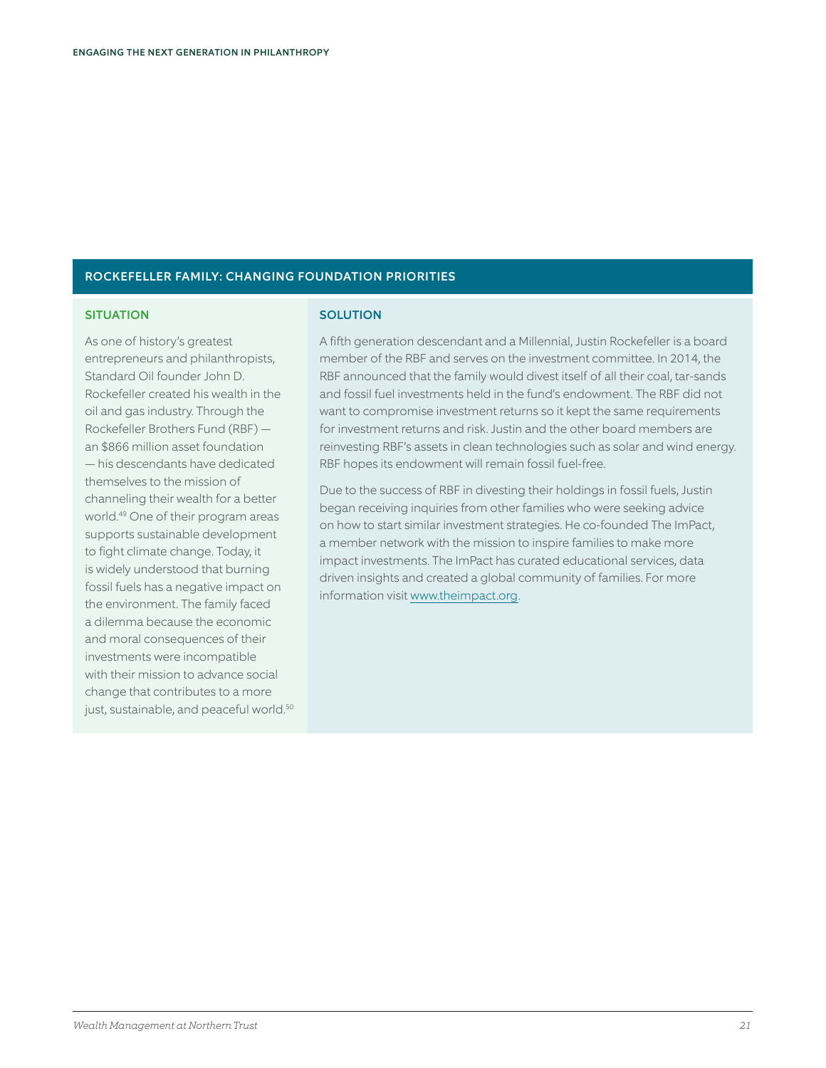## ROCKEFELLER FAMILY: CHANGING FOUNDATION PRIORITIES

### SITUATION

As one of history's greatest entrepreneurs and philanthropists, Standard Oil founder John D. Rockefeller created his wealth in the oil and gas industry. Through the Rockefeller Brothers Fund (RBF) — an $866 million asset foundation — his descendants have dedicated themselves to the mission of channeling their wealth for a better world.[49] One of their program areas supports sustainable development to fight climate change. Today, it is widely understood that burning fossil fuels has a negative impact on the environment. The family faced a dilemma because the economic and moral consequences of their investments were incompatible with their mission to advance social change that contributes to a more just, sustainable, and peaceful world.[50]

### SOLUTION

A fifth generation descendant and a Millennial, Justin Rockefeller is a board member of the RBF and serves on the investment committee. In 2014, the RBF announced that the family would divest itself of all their coal, tar-sands and fossil fuel investments held in the fund's endowment. The RBF did not want to compromise investment returns so it kept the same requirements for investment returns and risk. Justin and the other board members are reinvesting RBF's assets in clean technologies such as solar and wind energy. RBF hopes its endowment will remain fossil fuel-free.

Due to the success of RBF in divesting their holdings in fossil fuels, Justin began receiving inquiries from other families who were seeking advice on how to start similar investment strategies. He co-founded The ImPact, a member network with the mission to inspire families to make more impact investments. The ImPact has curated educational services, data driven insights and created a global community of families. For more information visit www.theimpact.org.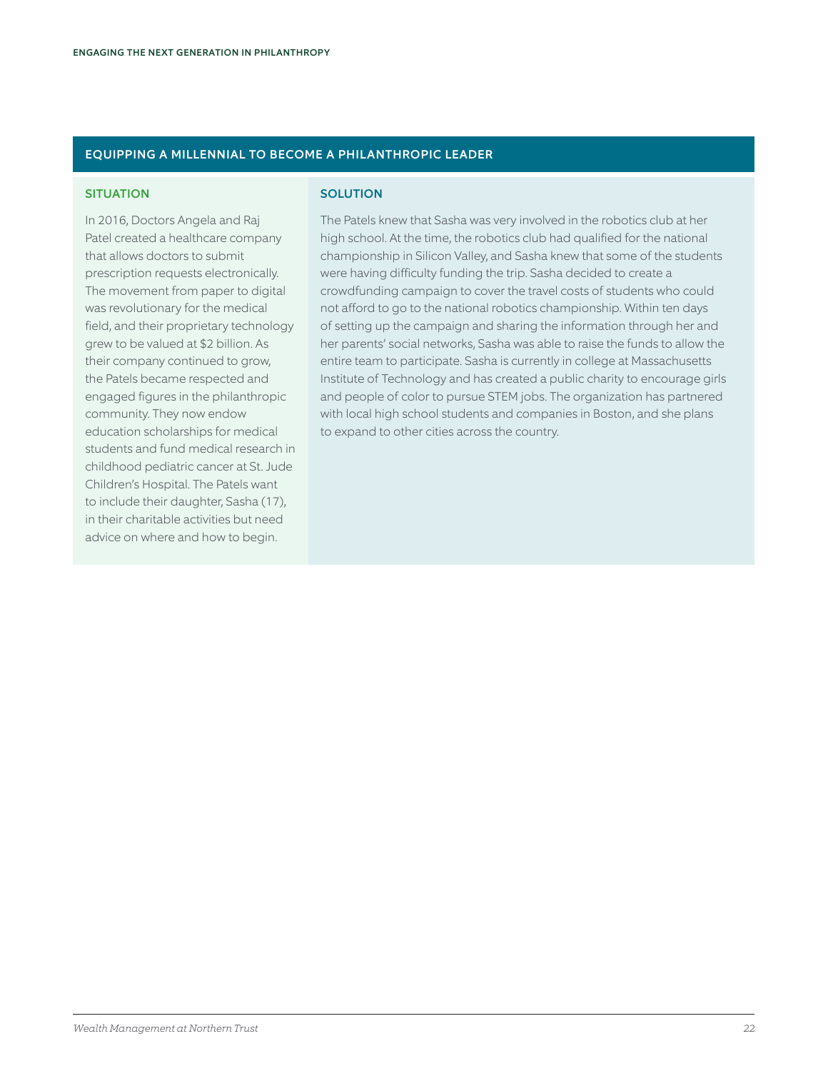## EQUIPPING A MILLENNIAL TO BECOME A PHILANTHROPIC LEADER

### SITUATION

In 2016, Doctors Angela and Raj Patel created a healthcare company that allows doctors to submit prescription requests electronically. The movement from paper to digital was revolutionary for the medical field, and their proprietary technology grew to be valued at $2 billion. As their company continued to grow, the Patels became respected and engaged figures in the philanthropic community. They now endow education scholarships for medical students and fund medical research in childhood pediatric cancer at St. Jude Children's Hospital. The Patels want to include their daughter, Sasha (17), in their charitable activities but need advice on where and how to begin.

### SOLUTION

The Patels knew that Sasha was very involved in the robotics club at her high school. At the time, the robotics club had qualified for the national championship in Silicon Valley, and Sasha knew that some of the students were having difficulty funding the trip. Sasha decided to create a crowdfunding campaign to cover the travel costs of students who could not afford to go to the national robotics championship. Within ten days of setting up the campaign and sharing the information through her and her parents' social networks, Sasha was able to raise the funds to allow the entire team to participate. Sasha is currently in college at Massachusetts Institute of Technology and has created a public charity to encourage girls and people of color to pursue STEM jobs. The organization has partnered with local high school students and companies in Boston, and she plans to expand to other cities across the country.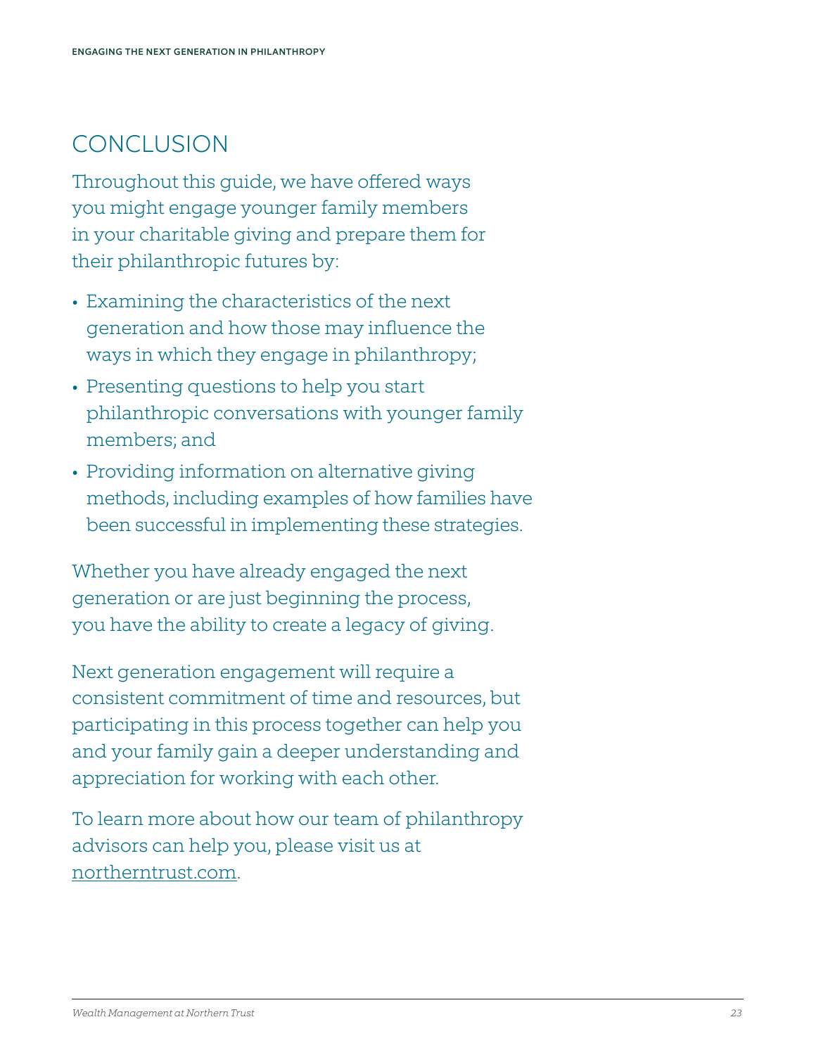## CONCLUSION

Throughout this guide, we have offered ways you might engage younger family members in your charitable giving and prepare them for their philanthropic futures by:

- Examining the characteristics of the next generation and how those may influence the ways in which they engage in philanthropy;
- Presenting questions to help you start philanthropic conversations with younger family members; and
- Providing information on alternative giving methods, including examples of how families have been successful in implementing these strategies.

Whether you have already engaged the next generation or are just beginning the process, you have the ability to create a legacy of giving.

Next generation engagement will require a consistent commitment of time and resources, but participating in this process together can help you and your family gain a deeper understanding and appreciation for working with each other.

To learn more about how our team of philanthropy advisors can help you, please visit us at northerntrust.com.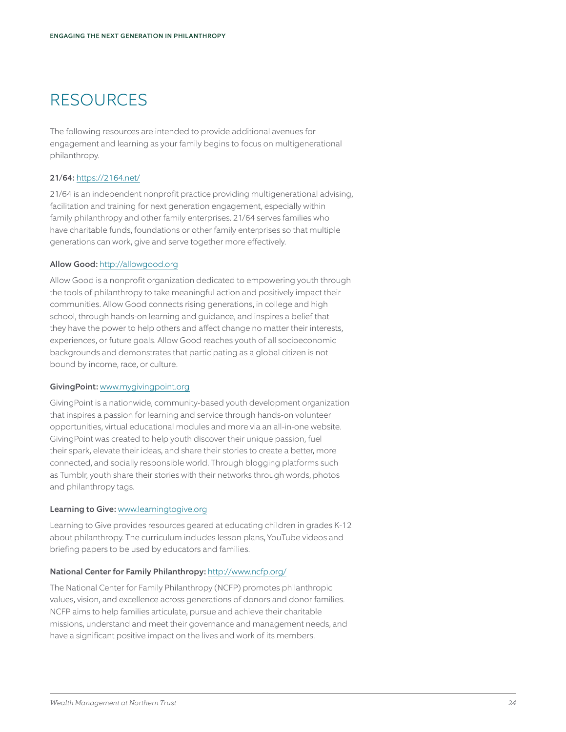# RESOURCES

The following resources are intended to provide additional avenues for engagement and learning as your family begins to focus on multigenerational philanthropy.

**21/64:** https://2164.net/

21/64 is an independent nonprofit practice providing multigenerational advising, facilitation and training for next generation engagement, especially within family philanthropy and other family enterprises. 21/64 serves families who have charitable funds, foundations or other family enterprises so that multiple generations can work, give and serve together more effectively.

**Allow Good:** http://allowgood.org

Allow Good is a nonprofit organization dedicated to empowering youth through the tools of philanthropy to take meaningful action and positively impact their communities. Allow Good connects rising generations, in college and high school, through hands-on learning and guidance, and inspires a belief that they have the power to help others and affect change no matter their interests, experiences, or future goals. Allow Good reaches youth of all socioeconomic backgrounds and demonstrates that participating as a global citizen is not bound by income, race, or culture.

**GivingPoint:** www.mygivingpoint.org

GivingPoint is a nationwide, community-based youth development organization that inspires a passion for learning and service through hands-on volunteer opportunities, virtual educational modules and more via an all-in-one website. GivingPoint was created to help youth discover their unique passion, fuel their spark, elevate their ideas, and share their stories to create a better, more connected, and socially responsible world. Through blogging platforms such as Tumblr, youth share their stories with their networks through words, photos and philanthropy tags.

**Learning to Give:** www.learningtogive.org

Learning to Give provides resources geared at educating children in grades K-12 about philanthropy. The curriculum includes lesson plans, YouTube videos and briefing papers to be used by educators and families.

**National Center for Family Philanthropy:** http://www.ncfp.org/

The National Center for Family Philanthropy (NCFP) promotes philanthropic values, vision, and excellence across generations of donors and donor families. NCFP aims to help families articulate, pursue and achieve their charitable missions, understand and meet their governance and management needs, and have a significant positive impact on the lives and work of its members.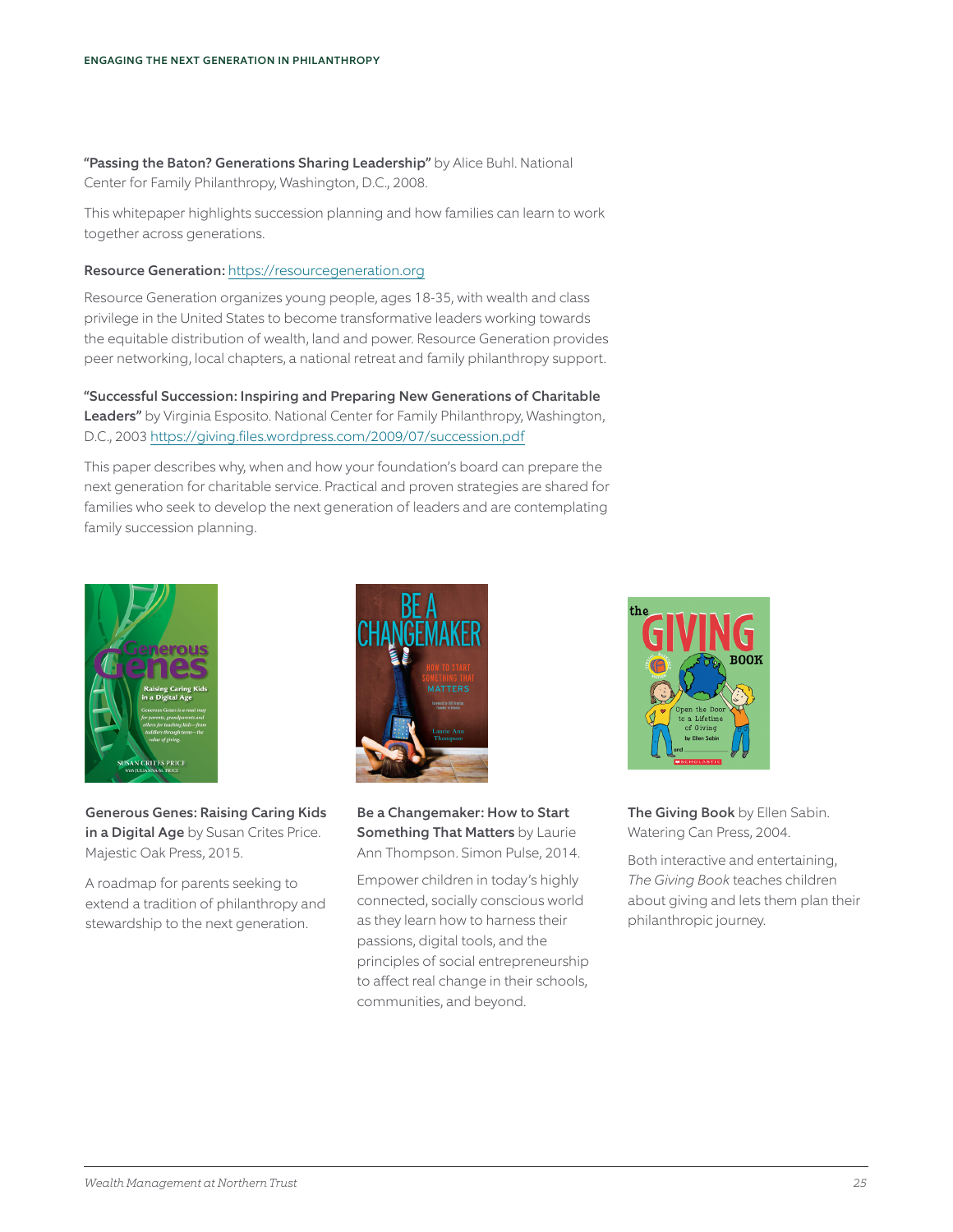**"Passing the Baton? Generations Sharing Leadership"** by Alice Buhl. National Center for Family Philanthropy, Washington, D.C., 2008.

This whitepaper highlights succession planning and how families can learn to work together across generations.

**Resource Generation:** https://resourcegeneration.org

Resource Generation organizes young people, ages 18-35, with wealth and class privilege in the United States to become transformative leaders working towards the equitable distribution of wealth, land and power. Resource Generation provides peer networking, local chapters, a national retreat and family philanthropy support.

**"Successful Succession: Inspiring and Preparing New Generations of Charitable Leaders"** by Virginia Esposito. National Center for Family Philanthropy, Washington, D.C., 2003 https://giving.files.wordpress.com/2009/07/succession.pdf

This paper describes why, when and how your foundation's board can prepare the next generation for charitable service. Practical and proven strategies are shared for families who seek to develop the next generation of leaders and are contemplating family succession planning.

**Generous Genes: Raising Caring Kids in a Digital Age** by Susan Crites Price. Majestic Oak Press, 2015.

A roadmap for parents seeking to extend a tradition of philanthropy and stewardship to the next generation.

**Be a Changemaker: How to Start Something That Matters** by Laurie Ann Thompson. Simon Pulse, 2014.

Empower children in today's highly connected, socially conscious world as they learn how to harness their passions, digital tools, and the principles of social entrepreneurship to affect real change in their schools, communities, and beyond.

**The Giving Book** by Ellen Sabin. Watering Can Press, 2004.

Both interactive and entertaining, *The Giving Book* teaches children about giving and lets them plan their philanthropic journey.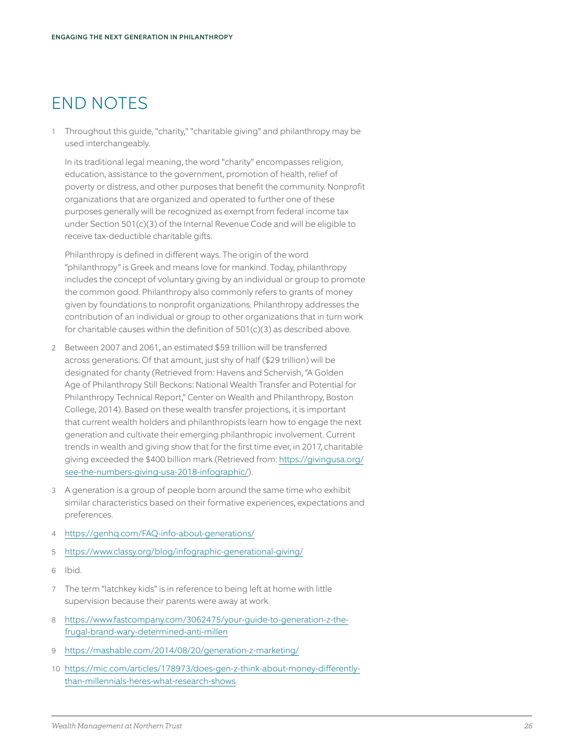# END NOTES

1. Throughout this guide, "charity," "charitable giving" and philanthropy may be used interchangeably.

   In its traditional legal meaning, the word "charity" encompasses religion, education, assistance to the government, promotion of health, relief of poverty or distress, and other purposes that benefit the community. Nonprofit organizations that are organized and operated to further one of these purposes generally will be recognized as exempt from federal income tax under Section 501(c)(3) of the Internal Revenue Code and will be eligible to receive tax-deductible charitable gifts.

   Philanthropy is defined in different ways. The origin of the word "philanthropy" is Greek and means love for mankind. Today, philanthropy includes the concept of voluntary giving by an individual or group to promote the common good. Philanthropy also commonly refers to grants of money given by foundations to nonprofit organizations. Philanthropy addresses the contribution of an individual or group to other organizations that in turn work for charitable causes within the definition of 501(c)(3) as described above.

2. Between 2007 and 2061, an estimated $59 trillion will be transferred across generations. Of that amount, just shy of half ($29 trillion) will be designated for charity (Retrieved from: Havens and Schervish, "A Golden Age of Philanthropy Still Beckons: National Wealth Transfer and Potential for Philanthropy Technical Report," Center on Wealth and Philanthropy, Boston College, 2014). Based on these wealth transfer projections, it is important that current wealth holders and philanthropists learn how to engage the next generation and cultivate their emerging philanthropic involvement. Current trends in wealth and giving show that for the first time ever, in 2017, charitable giving exceeded the $400 billion mark (Retrieved from: https://givingusa.org/see-the-numbers-giving-usa-2018-infographic/).

3. A generation is a group of people born around the same time who exhibit similar characteristics based on their formative experiences, expectations and preferences.

4. https://genhq.com/FAQ-info-about-generations/

5. https://www.classy.org/blog/infographic-generational-giving/

6. Ibid.

7. The term "latchkey kids" is in reference to being left at home with little supervision because their parents were away at work.

8. https://www.fastcompany.com/3062475/your-guide-to-generation-z-the-frugal-brand-wary-determined-anti-millen

9. https://mashable.com/2014/08/20/generation-z-marketing/

10. https://mic.com/articles/178973/does-gen-z-think-about-money-differently-than-millennials-heres-what-research-shows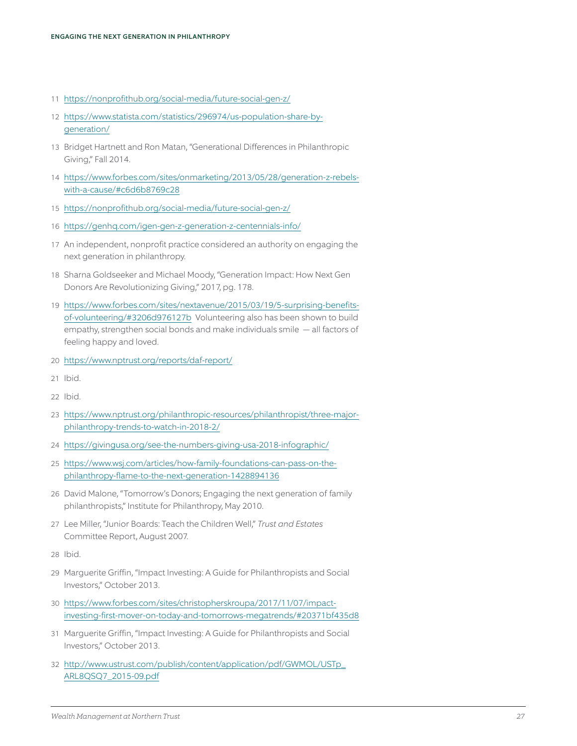11 https://nonprofithub.org/social-media/future-social-gen-z/

12 https://www.statista.com/statistics/296974/us-population-share-by-generation/

13 Bridget Hartnett and Ron Matan, "Generational Differences in Philanthropic Giving," Fall 2014.

14 https://www.forbes.com/sites/onmarketing/2013/05/28/generation-z-rebels-with-a-cause/#c6d6b8769c28

15 https://nonprofithub.org/social-media/future-social-gen-z/

16 https://genhq.com/igen-gen-z-generation-z-centennials-info/

17 An independent, nonprofit practice considered an authority on engaging the next generation in philanthropy.

18 Sharna Goldseeker and Michael Moody, "Generation Impact: How Next Gen Donors Are Revolutionizing Giving," 2017, pg. 178.

19 https://www.forbes.com/sites/nextavenue/2015/03/19/5-surprising-benefits-of-volunteering/#3206d976127b Volunteering also has been shown to build empathy, strengthen social bonds and make individuals smile — all factors of feeling happy and loved.

20 https://www.nptrust.org/reports/daf-report/

21 Ibid.

22 Ibid.

23 https://www.nptrust.org/philanthropic-resources/philanthropist/three-major-philanthropy-trends-to-watch-in-2018-2/

24 https://givingusa.org/see-the-numbers-giving-usa-2018-infographic/

25 https://www.wsj.com/articles/how-family-foundations-can-pass-on-the-philanthropy-flame-to-the-next-generation-1428894136

26 David Malone, "Tomorrow's Donors; Engaging the next generation of family philanthropists," Institute for Philanthropy, May 2010.

27 Lee Miller, "Junior Boards: Teach the Children Well," *Trust and Estates* Committee Report, August 2007.

28 Ibid.

29 Marguerite Griffin, "Impact Investing: A Guide for Philanthropists and Social Investors," October 2013.

30 https://www.forbes.com/sites/christopherskroupa/2017/11/07/impact-investing-first-mover-on-today-and-tomorrows-megatrends/#20371bf435d8

31 Marguerite Griffin, "Impact Investing: A Guide for Philanthropists and Social Investors," October 2013.

32 http://www.ustrust.com/publish/content/application/pdf/GWMOL/USTp_ARL8QSQ7_2015-09.pdf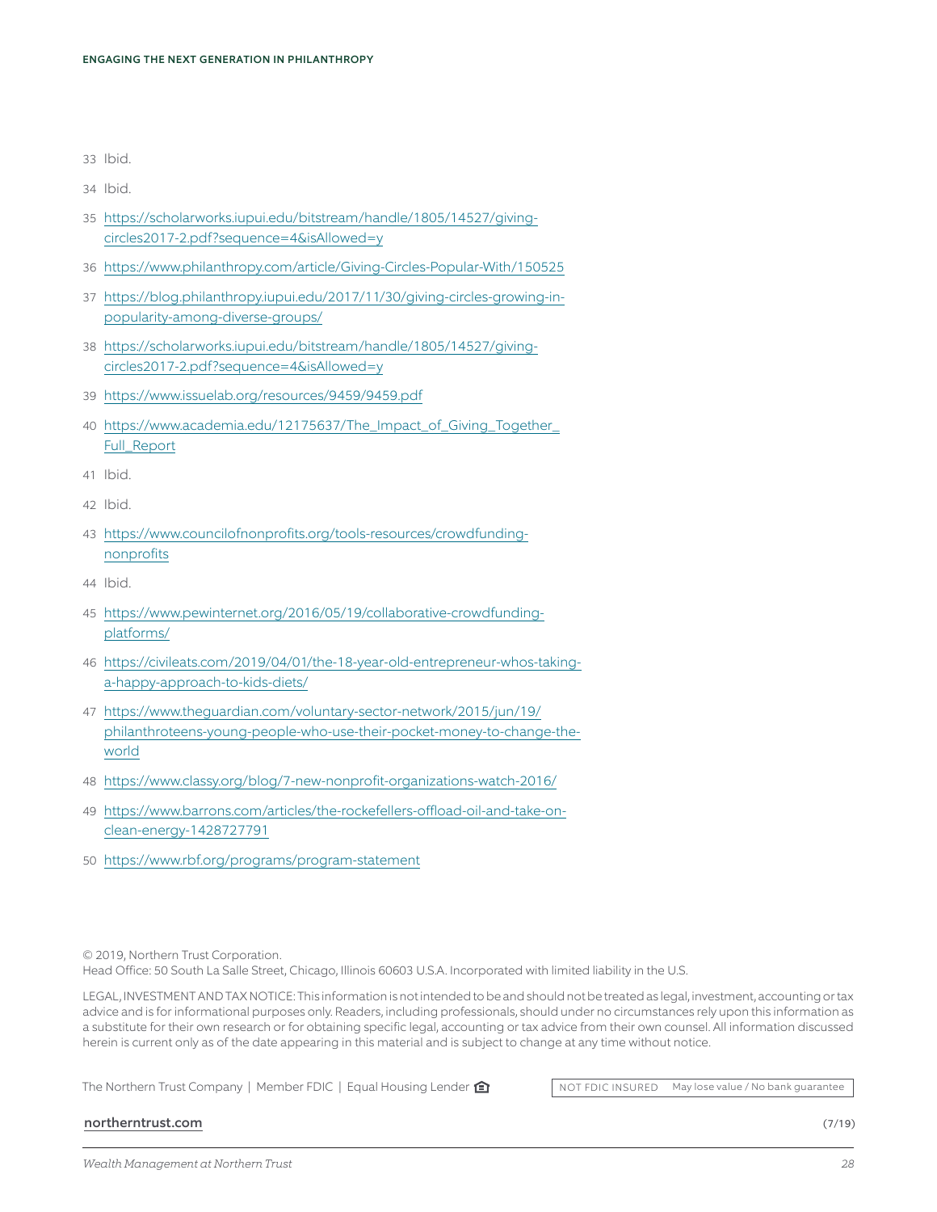33 Ibid.

34 Ibid.

35 https://scholarworks.iupui.edu/bitstream/handle/1805/14527/giving-circles2017-2.pdf?sequence=4&isAllowed=y

36 https://www.philanthropy.com/article/Giving-Circles-Popular-With/150525

37 https://blog.philanthropy.iupui.edu/2017/11/30/giving-circles-growing-in-popularity-among-diverse-groups/

38 https://scholarworks.iupui.edu/bitstream/handle/1805/14527/giving-circles2017-2.pdf?sequence=4&isAllowed=y

39 https://www.issuelab.org/resources/9459/9459.pdf

40 https://www.academia.edu/12175637/The_Impact_of_Giving_Together_Full_Report

41 Ibid.

42 Ibid.

43 https://www.councilofnonprofits.org/tools-resources/crowdfunding-nonprofits

44 Ibid.

45 https://www.pewinternet.org/2016/05/19/collaborative-crowdfunding-platforms/

46 https://civileats.com/2019/04/01/the-18-year-old-entrepreneur-whos-taking-a-happy-approach-to-kids-diets/

47 https://www.theguardian.com/voluntary-sector-network/2015/jun/19/philanthroteens-young-people-who-use-their-pocket-money-to-change-the-world

48 https://www.classy.org/blog/7-new-nonprofit-organizations-watch-2016/

49 https://www.barrons.com/articles/the-rockefellers-offload-oil-and-take-on-clean-energy-1428727791

50 https://www.rbf.org/programs/program-statement

© 2019, Northern Trust Corporation.
Head Office: 50 South La Salle Street, Chicago, Illinois 60603 U.S.A. Incorporated with limited liability in the U.S.

LEGAL, INVESTMENT AND TAX NOTICE: This information is not intended to be and should not be treated as legal, investment, accounting or tax advice and is for informational purposes only. Readers, including professionals, should under no circumstances rely upon this information as a substitute for their own research or for obtaining specific legal, accounting or tax advice from their own counsel. All information discussed herein is current only as of the date appearing in this material and is subject to change at any time without notice.

The Northern Trust Company | Member FDIC | Equal Housing Lender

NOT FDIC INSURED May lose value / No bank guarantee

northerntrust.com (7/19)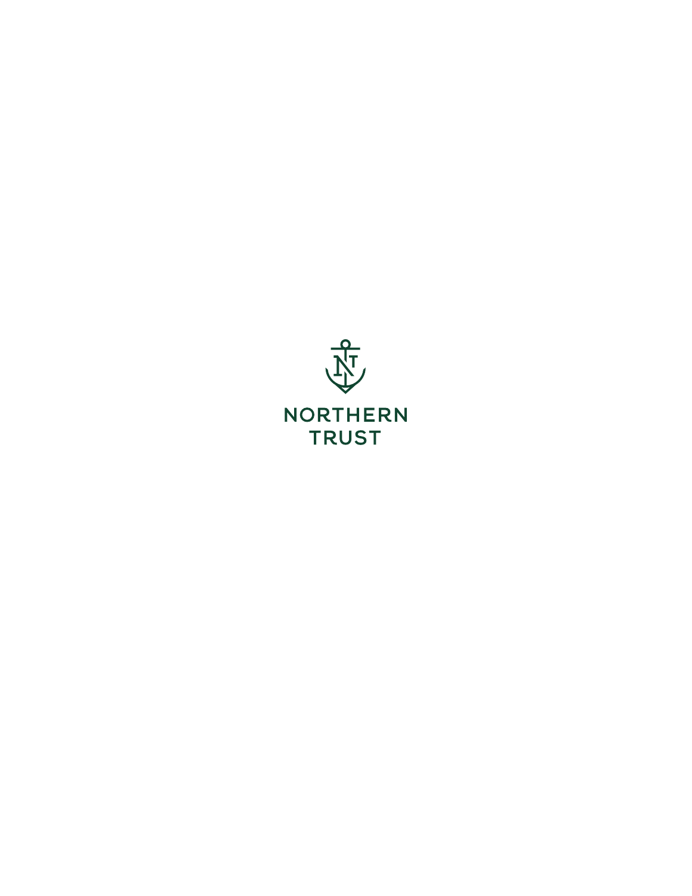NORTHERN
TRUST